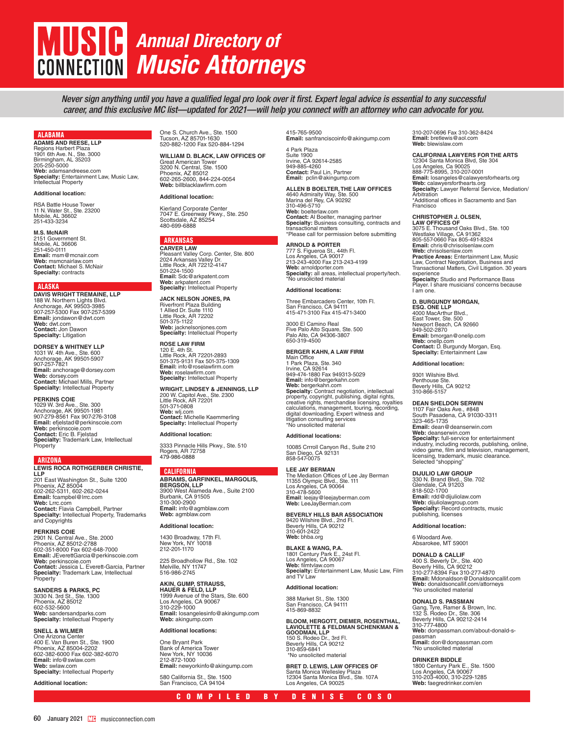# MUSIC CONNECTION Annual Directory of Music Attorneys

*Never sign anything until you have a qualified legal pro look over it first. Expert legal advice is essential to any successful career, and this exclusive MC list—updated for 2021—will help you connect with an attorney who can advocate for you.*

COMPILED BY DENISE COSO

## ALABAMA

**ADAMS AND REESE, LLP**
Regions Harbert Plaza
1901 6th Ave. N., Ste. 3000
Birmingham, AL 35203
205-250-5000
**Web:** adamsandreese.com
**Specialty:** Entertainment Law, Music Law, Intellectual Property

**Additional location:**

RSA Battle House Tower
11 N. Water St., Ste. 23200
Mobile, AL 36602
251-433-3234

**M.S. McNAIR**
2151 Government St.
Mobile, AL 36606
251-450-0111
**Email:** msm@mcnair.com
**Web:** msmcnairlaw.com
**Contact:** Michael S. McNair
**Specialty:** contracts

## ALASKA

**DAVIS WRIGHT TREMAINE, LLP**
188 W. Northern Lights Blvd.
Anchorage, AK 99503-3985
907-257-5300 Fax 907-257-5399
**Email:** jondawon@dwt.com
**Web:** dwt.com
**Contact:** Jon Dawon
**Specialty:** Litigation

**DORSEY & WHITNEY LLP**
1031 W. 4th Ave., Ste. 600
Anchorage, AK 99501-5907
907-257-7821
**Email:** anchorage@dorsey.com
**Web:** dorsey.com
**Contact:** Michael Mills, Partner
**Specialty:** Intellectual Property

**PERKINS COIE**
1029 W. 3rd Ave., Ste. 300
Anchorage, AK 99501-1981
907-279-8561 Fax 907-276-3108
**Email:** efjelstad@perkinscoie.com
**Web:** perkinscoie.com
**Contact:** Eric B. Fjelstad
**Specialty:** Trademark Law, Intellectual Property

## ARIZONA

**LEWIS ROCA ROTHGERBER CHRISTIE, LLP**
201 East Washington St., Suite 1200
Phoenix, AZ 85004
602-262-5311, 602-262-0244
**Email:** fcampbel@lrrc.com
**Web:** Lrrc.com
**Contact:** Flavia Campbell, Partner
**Specialty:** Intellectual Property, Trademarks and Copyrights

**PERKINS COIE**
2901 N. Central Ave., Ste. 2000
Phoenix, AZ 85012-2788
602-351-8000 Fax 602-648-7000
**Email:** JEverettGarcia@perkinscoie.com
**Web:** perkinscoie.com
**Contact:** Jessica L. Everett-Garcia, Partner
**Specialty:** Trademark Law, Intellectual Property

**SANDERS & PARKS, PC**
3030 N. 3rd St., Ste. 1300
Phoenix, AZ 85012
602-532-5600
**Web:** sandersandparks.com
**Specialty:** Intellectual Property

**SNELL & WILMER**
One Arizona Center
400 E. Van Buren St., Ste. 1900
Phoenix, AZ 85004-2202
602-382-6000 Fax 602-382-6070
**Email:** info@swlaw.com
**Web:** swlaw.com
**Specialty:** Intellectual Property

**Additional location:**

One S. Church Ave., Ste. 1500
Tucson, AZ 85701-1630
520-882-1200 Fax 520-884-1294

**WILLIAM D. BLACK, LAW OFFICES OF**
Great American Tower
3200 N. Central, Ste. 1500
Phoenix, AZ 85012
602-265-2600, 844-224-0054
**Web:** billblacklawfirm.com

**Additional location:**

Kierland Corporate Center
7047 E. Greenway Pkwy., Ste. 250
Scottsdale, AZ 85254
480-699-6888

## ARKANSAS

**CARVER LAW**
Pleasant Valley Corp. Center, Ste. 800
2024 Arkansas Valley Dr.
Little Rock, AR 72212-4147
501-224-1500
**Email:** Sdc@arkpatent.com
**Web:** arkpatent.com
**Specialty:** Intellectual Property

**JACK NELSON JONES, PA**
Riverfront Plaza Building
1 Allied Dr. Suite 1110
Little Rock, AR 72202
501-375-1122
**Web:** jacknelsonjones.com
**Specialty:** Intellectual Property

**ROSE LAW FIRM**
120 E. 4th St.
Little Rock, AR 72201-2893
501-375-9131 Fax 501-375-1309
**Email:** info@roselawfirm.com
**Web:** roselawfirm.com
**Specialty:** Intellectual Property

**WRIGHT, LINDSEY & JENNINGS, LLP**
200 W. Capitol Ave., Ste. 2300
Little Rock, AR 72201
501-371-0808
**Web:** wlj.com
**Contact:** Michelle Kaemmerling
**Specialty:** Intellectual Property

**Additional location:**

3333 Pinnacle Hills Pkwy., Ste. 510
Rogers, AR 72758
479-986-0888

## CALIFORNIA

**ABRAMS, GARFINKEL, MARGOLIS, BERGSON, LLP**
3900 West Alameda Ave., Suite 2100
Burbank, CA 91505
310-300-2900
**Email:** info@agmblaw.com
**Web:** agmblaw.com

**Additional location:**

1430 Broadway, 17th Fl.
New York, NY 10018
212-201-1170

225 Broadhollow Rd., Ste. 102
Melville, NY 11747
516-986-2745

**AKIN, GUMP, STRAUSS, HAUER & FELD, LLP**
1999 Avenue of the Stars, Ste. 600
Los Angeles, CA 90067
310-229-1000
**Email:** losangelesinfo@akingump.com
**Web:** akingump.com

**Additional locations:**

One Bryant Park
Bank of America Tower
New York, NY 10036
212-872-1000
**Email:** newyorkinfo@akingump.com

580 California St., Ste. 1500
San Francisco, CA 94104
415-765-9500
**Email:** sanfranciscoinfo@akingump.com

4 Park Plaza
Suite 1900
Irvine, CA 92614-2585
949-885-4260
**Contact:** Paul Lin, Partner
**Email:** pclin@akingump.com

**ALLEN B BOELTER, THE LAW OFFICES**
4640 Admiralty Way, Ste. 500
Marina del Rey, CA 90292
310-496-5710
**Web:** boelterlaw.com
**Contact:** Al Boelter, managing partner
**Specialty:** Business consulting, contracts and transactional matters
*Please call for permission before submitting

**ARNOLD & PORTER**
777 S. Figueroa St., 44th Fl.
Los Angeles, CA 90017
213-243-4000 Fax 213-243-4199
**Web:** arnoldporter.com
**Specialty:** all areas, intellectual property/tech.
*No unsolicited material

**Additional locations:**

Three Embarcadero Center, 10th Fl.
San Francisco, CA 94111
415-471-3100 Fax 415-471-3400

3000 El Camino Real
Five Palo Alto Square, Ste. 500
Palo Alto, CA 94306-3807
650-319-4500

**BERGER KAHN, A LAW FIRM**
Main Office
1 Park Plaza, Ste. 340
Irvine, CA 92614
949-474-1880 Fax 949313-5029
**Email:** info@bergerkahn.com
**Web:** bergerkahn.com
**Specialty:** Contract negotiation, intellectual property, copyright, publishing, digital rights, creative rights, merchandise licensing, royalties calculations, management, touring, recording, digital downloading. Expert witness and litigation consulting services
*No unsolicited material

**Additional locations:**

10085 Crrroll Canyon Rd., Suite 210
San Diego, CA 92131
858-547-0075

**LEE JAY BERMAN**
The Mediation Offices of Lee Jay Berman
11355 Olympic Blvd., Ste. 111
Los Angeles, CA 90064
310-478-5600
**Email**: leejay@leejayberman.com
**Web:** LeeJayBerman.com

**BEVERLY HILLS BAR ASSOCIATION**
9420 Wilshire Blvd., 2nd Fl.
Beverly Hills, CA 90212
310-601-2422
**Web:** bhba.org

**BLAKE & WANG, P.A.**
1801 Century Park E., 24st Fl.
Los Angeles, CA 90067
**Web:** filmtvlaw.com
**Specialty:** Entertainment Law, Music Law, Film and TV Law

**Additional location:**

388 Market St., Ste. 1300
San Francisco, CA 94111
415-869-8832

**BLOOM, HERGOTT, DIEMER, ROSENTHAL, LAVIOLETTE & FELDMAN SCHENKMAN & GOODMAN, LLP**
150 S. Rodeo Dr., 3rd Fl.
Beverly Hills, CA 90212
310-859-6841
*No unsolicited material

**BRET D. LEWIS, LAW OFFICES OF**
Santa Monica Wellesley Plaza
12304 Santa Monica Blvd., Ste. 107A
Los Angeles, CA 90025
310-207-0696 Fax 310-362-8424
**Email:** bretlewis@aol.com
**Web:** blewislaw.com

**CALIFORNIA LAWYERS FOR THE ARTS**
12304 Santa Monica Blvd, Ste 304
Los Angeles, Ca 90025
888-775-8995, 310-207-0001
**Email:** losangeles@calawyersforhearts.org
**Web:** calawyersforthearts.org
**Specialty:** Lawyer Referral Service, Mediation/Arbitration
*Additional offices in Sacramento and San Francisco

**CHRISTOPHER J. OLSEN, LAW OFFICES OF**
3075 E. Thousand Oaks Blvd., Ste. 100
Westlake Village, CA 91362
805-557-0660 Fax 805-491-8324
**Email:** chris@chrisolsenlaw.com
**Web:** chrisolsenlaw.com
**Practice Areas:** Entertainment Law, Music Law, Contract Negotiation, Business and Transactional Matters, Civil Litigation. 30 years experience
**Specialty:** Studio and Performance Bass Player. I share musicians' concerns because I am one.

**D. BURGUNDY MORGAN, ESQ. ONE LLP**
4000 MacArthur Blvd.,
East Tower, Ste. 500
Newport Beach, CA 92660
949-502-2870
**Email:** bmorgan@onelip.com
**Web:** onellp.com
**Contact:** D. Burgundy Morgan, Esq.
**Specialty:** Entertainment Law

**Additional location:**

9301 Wilshire Blvd.
Penthouse Ste.
Beverly Hills, CA 90212
310-866-5157

**DEAN SHELDON SERWIN**
1107 Fair Oaks Ave., #848
South Pasadena, CA 91030-3311
323-465-1735
**Email:** dean@deanserwin.com
**Web:** deanserwin.com
**Specialty:** full-service for entertainment industry, including records, publishing, online, video game, film and television, management, licensing, trademark, music clearance. Selected "shopping"

**DIJULIO LAW GROUP**
330 N. Brand Blvd., Ste. 702
Glendale, CA 91203
818-502-1700
**Email:** rdd@dijuliolaw.com
**Web:** dijuliolawgroup.com
**Specialty:** Record contracts, music publishing, licenses

**Additional location:**

6 Woodard Ave.
Absarokee, MT 59001

**DONALD & CALLIF**
400 S. Beverly Dr., Ste. 400
Beverly Hills, CA 90212
310-277-8394 Fax 310-277-4870
**Email:** Mdonaldson@Donaldsoncallif.com
**Web:** donaldsoncallif.com/attorneys
*No unsolicited material

**DONALD S. PASSMAN**
Gang, Tyre, Ramer & Brown, Inc.
132 S. Rodeo Dr., Ste. 306
Beverly Hills, CA 90212-2414
310-777-4800
**Web:** donpassman.com/about-donald-s-passman
**Email:** don@donpassman.com
*No unsolicited material

**DRINKER BIDDLE**
1800 Century Park E., Ste. 1500
Los Angeles, CA 90067
310-203-4000, 310-229-1285
**Web:** faegredrinker.com/en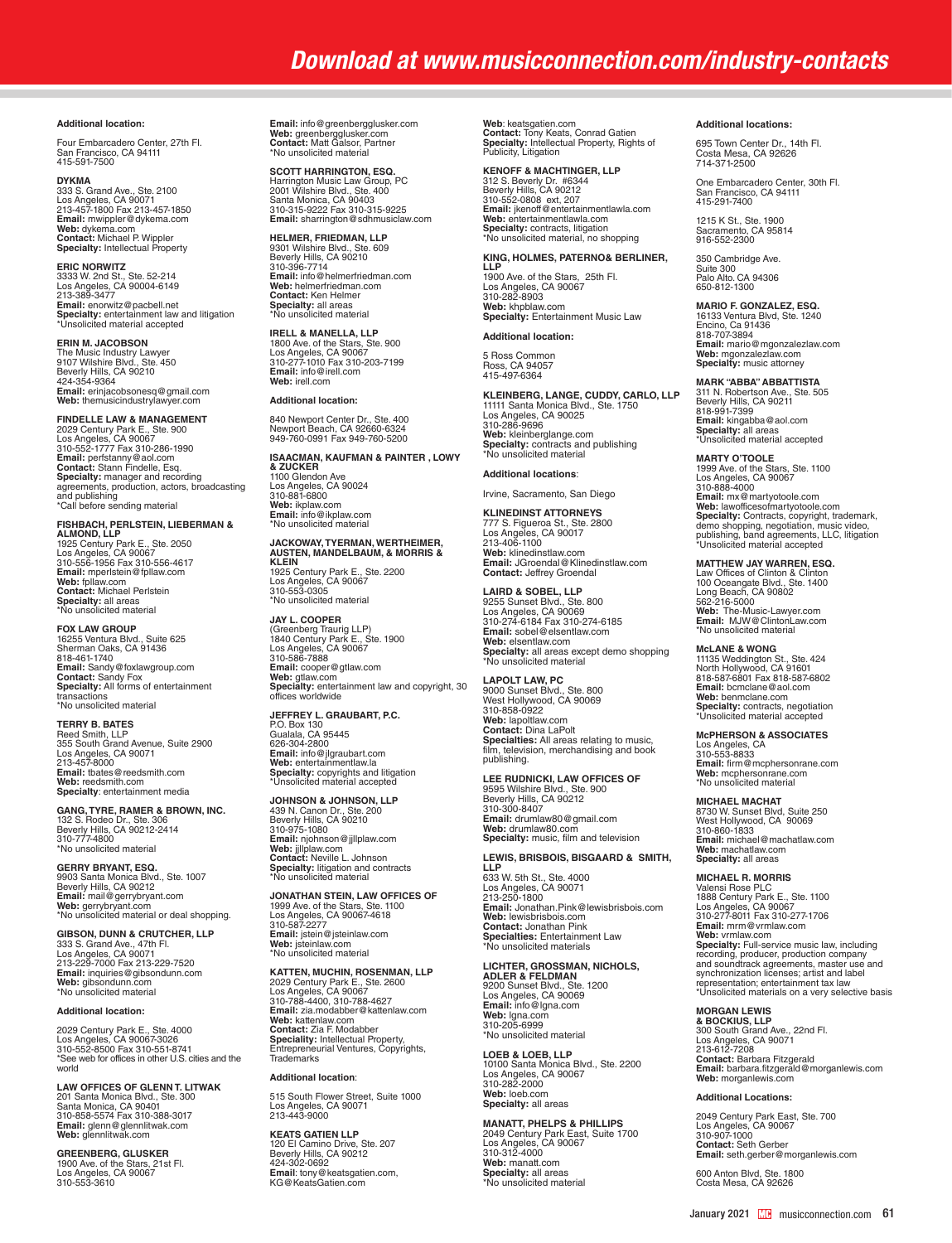**Additional location:**

Four Embarcadero Center, 27th Fl.
San Francisco, CA 94111
415-591-7500

**DYKMA**
333 S. Grand Ave., Ste. 2100
Los Angeles, CA 90071
213-457-1800 Fax 213-457-1850
**Email:** mwippler@dykema.com
**Web:** dykema.com
**Contact:** Michael P. Wippler
**Specialty:** Intellectual Property

**ERIC NORWITZ**
3333 W. 2nd St., Ste. 52-214
Los Angeles, CA 90004-6149
213-389-3477
**Email:** enorwitz@pacbell.net
**Specialty:** entertainment law and litigation
*Unsolicited material accepted

**ERIN M. JACOBSON**
The Music Industry Lawyer
9107 Wilshire Blvd., Ste. 450
Beverly Hills, CA 90210
424-354-9364
**Email:** erinjacobsonesq@gmail.com
**Web:** themusicindustrylawyer.com

**FINDELLE LAW & MANAGEMENT**
2029 Century Park E., Ste. 900
Los Angeles, CA 90067
310-552-1777 Fax 310-286-1990
**Email:** perfstanny@aol.com
**Contact:** Stann Findelle, Esq.
**Specialty:** manager and recording agreements, production, actors, broadcasting and publishing
*Call before sending material

**FISHBACH, PERLSTEIN, LIEBERMAN & ALMOND, LLP**
1925 Century Park E., Ste. 2050
Los Angeles, CA 90067
310-556-1956 Fax 310-556-4617
**Email:** mperlstein@fpllaw.com
**Web:** fpllaw.com
**Contact:** Michael Perlstein
**Specialty:** all areas
*No unsolicited material

**FOX LAW GROUP**
16255 Ventura Blvd., Suite 625
Sherman Oaks, CA 91436
818-461-1740
**Email:** Sandy@foxlawgroup.com
**Contact:** Sandy Fox
**Specialty:** All forms of entertainment transactions
*No unsolicited material

**TERRY B. BATES**
Reed Smith, LLP
355 South Grand Avenue, Suite 2900
Los Angeles, CA 90071
213-457-8000
**Email:** tbates@reedsmith.com
**Web:** reedsmith.com
**Specialty**: entertainment media

**GANG, TYRE, RAMER & BROWN, INC.**
132 S. Rodeo Dr., Ste. 306
Beverly Hills, CA 90212-2414
310-777-4800
*No unsolicited material

**GERRY BRYANT, ESQ.**
9903 Santa Monica Blvd., Ste. 1007
Beverly Hills, CA 90212
**Email:** mail@gerrybryant.com
**Web:** gerrybryant.com
*No unsolicited material or deal shopping.

**GIBSON, DUNN & CRUTCHER, LLP**
333 S. Grand Ave., 47th Fl.
Los Angeles, CA 90071
213-229-7000 Fax 213-229-7520
**Email:** inquiries@gibsondunn.com
**Web:** gibsondunn.com
*No unsolicited material

**Additional location:**

2029 Century Park E., Ste. 4000
Los Angeles, CA 90067-3026
310-552-8500 Fax 310-551-8741
*See web for offices in other U.S. cities and the world

**LAW OFFICES OF GLENN T. LITWAK**
201 Santa Monica Blvd., Ste. 300
Santa Monica, CA 90401
310-858-5574 Fax 310-388-3017
**Email:** glenn@glennlitwak.com
**Web:** glennlitwak.com

**GREENBERG, GLUSKER**
1900 Ave. of the Stars, 21st Fl.
Los Angeles, CA 90067
310-553-3610
**Email:** info@greenbergglusker.com
**Web:** greenbergglusker.com
**Contact:** Matt Galsor, Partner
*No unsolicited material

**SCOTT HARRINGTON, ESQ.**
Harrington Music Law Group, PC
2001 Wilshire Blvd., Ste. 400
Santa Monica, CA 90403
310-315-9222 Fax 310-315-9225
**Email:** sharrington@sdhmusiclaw.com

**HELMER, FRIEDMAN, LLP**
9301 Wilshire Blvd., Ste. 609
Beverly Hills, CA 90210
310-396-7714
**Email:** info@helmerfriedman.com
**Web:** helmerfriedman.com
**Contact:** Ken Helmer
**Specialty:** all areas
*No unsolicited material

**IRELL & MANELLA, LLP**
1800 Ave. of the Stars, Ste. 900
Los Angeles, CA 90067
310-277-1010 Fax 310-203-7199
**Email:** info@irell.com
**Web:** irell.com

**Additional location:**

840 Newport Center Dr., Ste. 400
Newport Beach, CA 92660-6324
949-760-0991 Fax 949-760-5200

**ISAACMAN, KAUFMAN & PAINTER , LOWY & ZUCKER**
1100 Glendon Ave
Los Angeles, CA 90024
310-881-6800
**Web:** ikplaw.com
**Email:** info@ikplaw.com
*No unsolicited material

**JACKOWAY, TYERMAN, WERTHEIMER, AUSTEN, MANDELBAUM, & MORRIS & KLEIN**
1925 Century Park E., Ste. 2200
Los Angeles, CA 90067
310-553-0305
*No unsolicited material

**JAY L. COOPER**
(Greenberg Traurig LLP)
1840 Century Park E., Ste. 1900
Los Angeles, CA 90067
310-586-7888
**Email:** cooper@gtlaw.com
**Web:** gtlaw.com
**Specialty:** entertainment law and copyright, 30 offices worldwide

**JEFFREY L. GRAUBART, P.C.**
P.O. Box 130
Gualala, CA 95445
626-304-2800
**Email:** info@jlgraubart.com
**Web:** entertainmentlaw.la
**Specialty:** copyrights and litigation
*Unsolicited material accepted

**JOHNSON & JOHNSON, LLP**
439 N. Canon Dr., Ste. 200
Beverly Hills, CA 90210
310-975-1080
**Email:** njohnson@jjllplaw.com
**Web:** jjllplaw.com
**Contact:** Neville L. Johnson
**Specialty:** litigation and contracts
*No unsolicited material

**JONATHAN STEIN, LAW OFFICES OF**
1999 Ave. of the Stars, Ste. 1100
Los Angeles, CA 90067-4618
310-587-2277
**Email:** jstein@jsteinlaw.com
**Web:** jsteinlaw.com
*No unsolicited material

**KATTEN, MUCHIN, ROSENMAN, LLP**
2029 Century Park E., Ste. 2600
Los Angeles, CA 90067
310-788-4400, 310-788-4627
**Email:** zia.modabber@kattenlaw.com
**Web:** kattenlaw.com
**Contact:** Zia F. Modabber
**Speciality:** Intellectual Property, Entrepreneurial Ventures, Copyrights, Trademarks

**Additional location**:

515 South Flower Street, Suite 1000
Los Angeles, CA 90071
213-443-9000

**KEATS GATIEN LLP**
120 El Camino Drive, Ste. 207
Beverly Hills, CA 90212
424-302-0692
**Email**: tony@keatsgatien.com, KG@KeatsGatien.com
**Web**: keatsgatien.com
**Contact:** Tony Keats, Conrad Gatien
**Specialty:** Intellectual Property, Rights of Publicity, Litigation

**KENOFF & MACHTINGER, LLP**
312 S. Beverly Dr. #6344
Beverly Hills, CA 90212
310-552-0808 ext. 207
**Email:** jkenoff@entertainmentlawla.com
**Web:** entertainmentlawla.com
**Specialty:** contracts, litigation
*No unsolicited material, no shopping

**KING, HOLMES, PATERNO& BERLINER, LLP**
1900 Ave. of the Stars, 25th Fl.
Los Angeles, CA 90067
310-282-8903
**Web:** khpblaw.com
**Specialty:** Entertainment Music Law

**Additional location:**

5 Ross Common
Ross, CA 94057
415-497-6364

**KLEINBERG, LANGE, CUDDY, CARLO, LLP**
11111 Santa Monica Blvd., Ste. 1750
Los Angeles, CA 90025
310-286-9696
**Web:** kleinberglange.com
**Specialty:** contracts and publishing
*No unsolicited material

**Additional locations**:

Irvine, Sacramento, San Diego

**KLINEDINST ATTORNEYS**
777 S. Figueroa St., Ste. 2800
Los Angeles, CA 90017
213-406-1100
**Web:** klinedinstlaw.com
**Email:** JGroendal@Klinedinstlaw.com
**Contact:** Jeffrey Groendal

**LAIRD & SOBEL, LLP**
9255 Sunset Blvd., Ste. 800
Los Angeles, CA 90069
310-274-6184 Fax 310-274-6185
**Email:** sobel@elsentlaw.com
**Web:** elsentlaw.com
**Specialty:** all areas except demo shopping
*No unsolicited material

**LAPOLT LAW, PC**
9000 Sunset Blvd., Ste. 800
West Hollywood, CA 90069
310-858-0922
**Web:** lapoltlaw.com
**Contact:** Dina LaPolt
**Specialties:** All areas relating to music, film, television, merchandising and book publishing.

**LEE RUDNICKI, LAW OFFICES OF**
9595 Wilshire Blvd., Ste. 900
Beverly Hills, CA 90212
310-300-8407
**Email:** drumlaw80@gmail.com
**Web:** drumlaw80.com
**Specialty:** music, film and television

**LEWIS, BRISBOIS, BISGAARD & SMITH, LLP**
633 W. 5th St., Ste. 4000
Los Angeles, CA 90071
213-250-1800
**Email:** Jonathan.Pink@lewisbrisbois.com
**Web:** lewisbrisbois.com
**Contact:** Jonathan Pink
**Specialties:** Entertainment Law
*No unsolicited materials

**LICHTER, GROSSMAN, NICHOLS, ADLER & FELDMAN**
9200 Sunset Blvd., Ste. 1200
Los Angeles, CA 90069
**Email:** info@lgna.com
**Web:** lgna.com
310-205-6999
*No unsolicited material

**LOEB & LOEB, LLP**
10100 Santa Monica Blvd., Ste. 2200
Los Angeles, CA 90067
310-282-2000
**Web:** loeb.com
**Specialty:** all areas

**MANATT, PHELPS & PHILLIPS**
2049 Century Park East, Suite 1700
Los Angeles, CA 90067
310-312-4000
**Web:** manatt.com
**Specialty:** all areas
*No unsolicited material

**Additional locations:**

695 Town Center Dr., 14th Fl.
Costa Mesa, CA 92626
714-371-2500

One Embarcadero Center, 30th Fl.
San Francisco, CA 94111
415-291-7400

1215 K St., Ste. 1900
Sacramento, CA 95814
916-552-2300

350 Cambridge Ave.
Suite 300
Palo Alto, CA 94306
650-812-1300

**MARIO F. GONZALEZ, ESQ.**
16133 Ventura Blvd, Ste. 1240
Encino, Ca 91436
818-707-3894
**Email:** mario@mgonzalezlaw.com
**Web:** mgonzalezlaw.com
**Specialty:** music attorney

**MARK "ABBA" ABBATTISTA**
311 N. Robertson Ave., Ste. 505
Beverly Hills, CA 90211
818-991-7399
**Email:** kingabba@aol.com
**Specialty:** all areas
*Unsolicited material accepted

**MARTY O'TOOLE**
1999 Ave. of the Stars, Ste. 1100
Los Angeles, CA 90067
310-888-4000
**Email:** mx@martyotoole.com
**Web:** lawofficesofmartyotoole.com
**Specialty:** Contracts, copyright, trademark, demo shopping, negotiation, music video, publishing, band agreements, LLC, litigation
*Unsolicited material accepted

**MATTHEW JAY WARREN, ESQ.**
Law Offices of Clinton & Clinton
100 Oceangate Blvd., Ste. 1400
Long Beach, CA 90802
562-216-5000
**Web:** The-Music-Lawyer.com
**Email:** MJW@ClintonLaw.com
*No unsolicited material

**McLANE & WONG**
11135 Weddington St., Ste. 424
North Hollywood, CA 91601
818-587-6801 Fax 818-587-6802
**Email:** bcmclane@aol.com
**Web:** benmclane.com
**Specialty:** contracts, negotiation
*Unsolicited material accepted

**McPHERSON & ASSOCIATES**
Los Angeles, CA
310-553-8833
**Email:** firm@mcphersonrane.com
**Web:** mcphersonrane.com
*No unsolicited material

**MICHAEL MACHAT**
8730 W. Sunset Blvd, Suite 250
West Hollywood, CA 90069
310-860-1833
**Email:** michael@machatlaw.com
**Web:** machatlaw.com
**Specialty:** all areas

**MICHAEL R. MORRIS**
Valensi Rose PLC
1888 Century Park E., Ste. 1100
Los Angeles, CA 90067
310-277-8011 Fax 310-277-1706
**Email:** mrm@vrmlaw.com
**Web:** vrmlaw.com
**Specialty:** Full-service music law, including recording, producer, production company and soundtrack agreements, master use and synchronization licenses; artist and label representation; entertainment tax law
*Unsolicited materials on a very selective basis

**MORGAN LEWIS & BOCKIUS, LLP**
300 South Grand Ave., 22nd Fl.
Los Angeles, CA 90071
213-612-7208
**Contact:** Barbara Fitzgerald
**Email:** barbara.fitzgerald@morganlewis.com
**Web:** morganlewis.com

**Additional Locations:**

2049 Century Park East, Ste. 700
Los Angeles, CA 90067
310-907-1000
**Contact:** Seth Gerber
**Email:** seth.gerber@morganlewis.com

600 Anton Blvd, Ste. 1800
Costa Mesa, CA 92626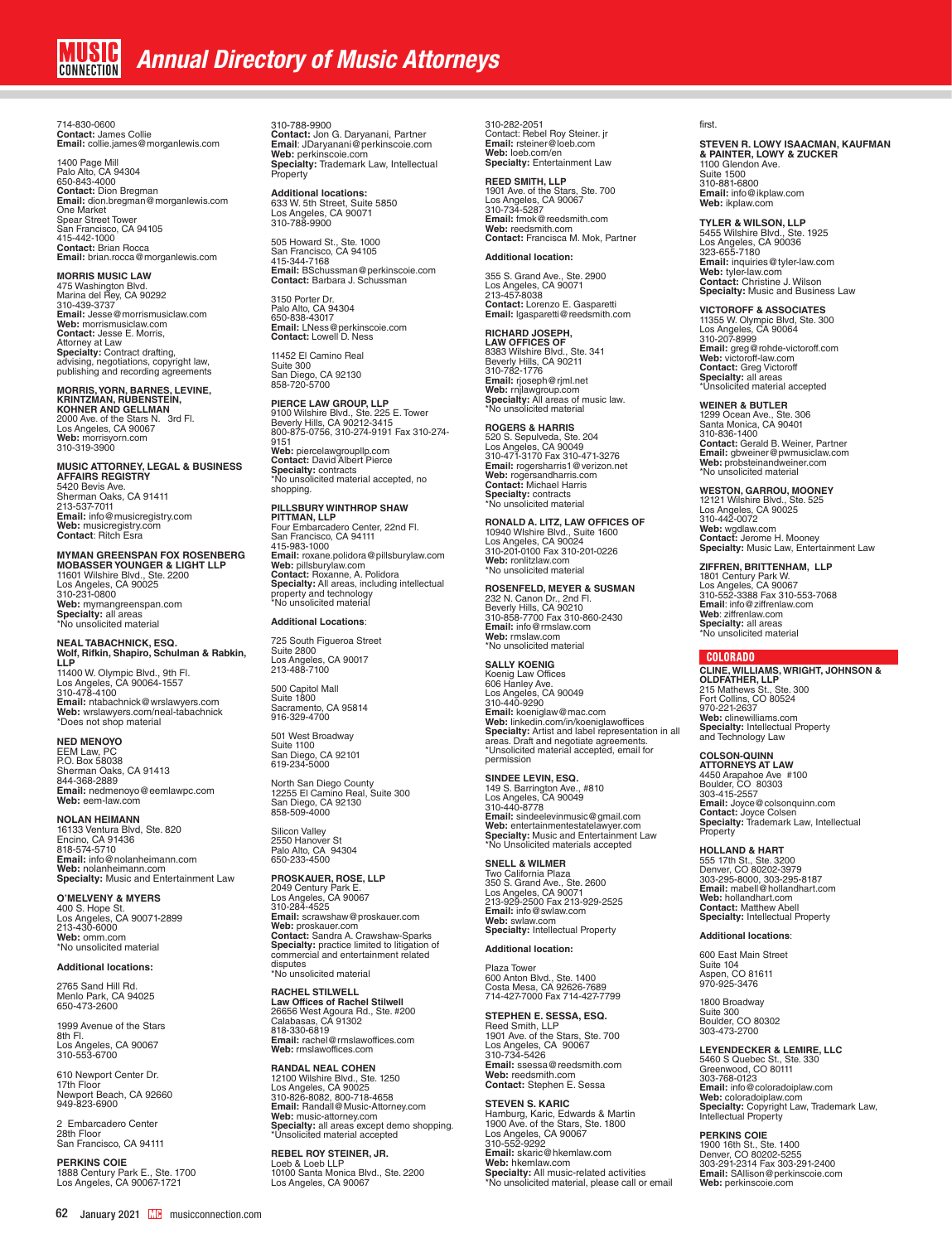714-830-0600
**Contact:** James Collie
**Email:** collie.james@morganlewis.com

1400 Page Mill
Palo Alto, CA 94304
650-843-4000
**Contact:** Dion Bregman
**Email:** dion.bregman@morganlewis.com
One Market
Spear Street Tower
San Francisco, CA 94105
415-442-1000
**Contact:** Brian Rocca
**Email:** brian.rocca@morganlewis.com

**MORRIS MUSIC LAW**
475 Washington Blvd.
Marina del Rey, CA 90292
310-439-3737
**Email:** Jesse@morrismusiclaw.com
**Web:** morrismusiclaw.com
**Contact:** Jesse E. Morris, Attorney at Law
**Specialty:** Contract drafting, advising, negotiations, copyright law, publishing and recording agreements

**MORRIS, YORN, BARNES, LEVINE, KRINTZMAN, RUBENSTEIN, KOHNER AND GELLMAN**
2000 Ave. of the Stars N. 3rd Fl.
Los Angeles, CA 90067
**Web:** morrisyorn.com
310-319-3900

**MUSIC ATTORNEY, LEGAL & BUSINESS AFFAIRS REGISTRY**
5420 Bevis Ave.
Sherman Oaks, CA 91411
213-537-7011
**Email:** info@musicregistry.com
**Web:** musicregistry.com
**Contact**: Ritch Esra

**MYMAN GREENSPAN FOX ROSENBERG MOBASSER YOUNGER & LIGHT LLP**
11601 Wilshire Blvd., Ste. 2200
Los Angeles, CA 90025
310-231-0800
**Web:** mymangreenspan.com
**Specialty:** all areas
*No unsolicited material

**NEAL TABACHNICK, ESQ.**
**Wolf, Rifkin, Shapiro, Schulman & Rabkin, LLP**
11400 W. Olympic Blvd., 9th Fl.
Los Angeles, CA 90064-1557
310-478-4100
**Email:** ntabachnick@wrslawyers.com
**Web:** wrslawyers.com/neal-tabachnick
*Does not shop material

**NED MENOYO**
EEM Law, PC
P.O. Box 58038
Sherman Oaks, CA 91413
844-368-2889
**Email:** nedmenoyo@eemlawpc.com
**Web:** eem-law.com

**NOLAN HEIMANN**
16133 Ventura Blvd, Ste. 820
Encino, CA 91436
818-574-5710
**Email:** info@nolanheimann.com
**Web:** nolanheimann.com
**Specialty:** Music and Entertainment Law

**O'MELVENY & MYERS**
400 S. Hope St.
Los Angeles, CA 90071-2899
213-430-6000
**Web:** omm.com
*No unsolicited material

**Additional locations:**

2765 Sand Hill Rd.
Menlo Park, CA 94025
650-473-2600

1999 Avenue of the Stars
8th Fl.
Los Angeles, CA 90067
310-553-6700

610 Newport Center Dr.
17th Floor
Newport Beach, CA 92660
949-823-6900

2 Embarcadero Center
28th Floor
San Francisco, CA 94111

**PERKINS COIE**
1888 Century Park E., Ste. 1700
Los Angeles, CA 90067-1721
310-788-9900
**Contact:** Jon G. Daryanani, Partner
**Email**: JDaryanani@perkinscoie.com
**Web:** perkinscoie.com
**Specialty:** Trademark Law, Intellectual Property

**Additional locations:**
633 W. 5th Street, Suite 5850
Los Angeles, CA 90071
310-788-9900

505 Howard St., Ste. 1000
San Francisco, CA 94105
415-344-7168
**Email:** BSchussman@perkinscoie.com
**Contact:** Barbara J. Schussman

3150 Porter Dr.
Palo Alto, CA 94304
650-838-43017
**Email:** LNess@perkinscoie.com
**Contact:** Lowell D. Ness

11452 El Camino Real
Suite 300
San Diego, CA 92130
858-720-5700

**PIERCE LAW GROUP, LLP**
9100 Wilshire Blvd., Ste. 225 E. Tower
Beverly Hills, CA 90212-3415
800-875-0756, 310-274-9191 Fax 310-274-9151
**Web:** piercelawgroupllp.com
**Contact:** David Albert Pierce
**Specialty:** contracts
*No unsolicited material accepted, no shopping.

**PILLSBURY WINTHROP SHAW PITTMAN, LLP**
Four Embarcadero Center, 22nd Fl.
San Francisco, CA 94111
415-983-1000
**Email:** roxane.polidora@pillsburylaw.com
**Web:** pillsburylaw.com
**Contact:** Roxanne, A. Polidora
**Specialty:** All areas, including intellectual property and technology
*No unsolicited material

**Additional Locations**:

725 South Figueroa Street
Suite 2800
Los Angeles, CA 90017
213-488-7100

500 Capitol Mall
Suite 1800
Sacramento, CA 95814
916-329-4700

501 West Broadway
Suite 1100
San Diego, CA 92101
619-234-5000

North San Diego County
12255 El Camino Real, Suite 300
San Diego, CA 92130
858-509-4000

Silicon Valley
2550 Hanover St
Palo Alto, CA 94304
650-233-4500

**PROSKAUER, ROSE, LLP**
2049 Century Park E.
Los Angeles, CA 90067
310-284-4525
**Email:** scrawshaw@proskauer.com
**Web:** proskauer.com
**Contact:** Sandra A. Crawshaw-Sparks
**Specialty:** practice limited to litigation of commercial and entertainment related disputes
*No unsolicited material

**RACHEL STILWELL**
**Law Offices of Rachel Stilwell**
26656 West Agoura Rd., Ste. #200
Calabasas, CA 91302
818-330-6819
**Email:** rachel@rmslawoffices.com
**Web:** rmslawoffices.com

**RANDAL NEAL COHEN**
12100 Wilshire Blvd., Ste. 1250
Los Angeles, CA 90025
310-826-8082, 800-718-4658
**Email:** Randall@Music-Attorney.com
**Web:** music-attorney.com
**Specialty:** all areas except demo shopping.
*Unsolicited material accepted

**REBEL ROY STEINER, JR.**
Loeb & Loeb LLP
10100 Santa Monica Blvd., Ste. 2200
Los Angeles, CA 90067
310-282-2051
Contact: Rebel Roy Steiner. jr
**Email:** rsteiner@loeb.com
**Web:** loeb.com/en
**Specialty:** Entertainment Law

**REED SMITH, LLP**
1901 Ave. of the Stars, Ste. 700
Los Angeles, CA 90067
310-734-5287
**Email:** fmok@reedsmith.com
**Web:** reedsmith.com
**Contact:** Francisca M. Mok, Partner

**Additional location:**

355 S. Grand Ave., Ste. 2900
Los Angeles, CA 90071
213-457-8038
**Contact:** Lorenzo E. Gasparetti
**Email:** lgasparetti@reedsmith.com

**RICHARD JOSEPH, LAW OFFICES OF**
8383 Wilshire Blvd., Ste. 341
Beverly Hills, CA 90211
310-782-1776
**Email:** rjoseph@rjml.net
**Web:** rnjlawgroup.com
**Specialty:** All areas of music law.
*No unsolicited material

**ROGERS & HARRIS**
520 S. Sepulveda, Ste. 204
Los Angeles, CA 90049
310-471-3170 Fax 310-471-3276
**Email:** rogersharris1@verizon.net
**Web:** rogersandharris.com
**Contact:** Michael Harris
**Specialty:** contracts
*No unsolicited material

**RONALD A. LITZ, LAW OFFICES OF**
10940 Wlshire Blvd., Suite 1600
Los Angeles, CA 90024
310-201-0100 Fax 310-201-0226
**Web:** ronlitzlaw.com
*No unsolicited material

**ROSENFELD, MEYER & SUSMAN**
232 N. Canon Dr., 2nd Fl.
Beverly Hills, CA 90210
310-858-7700 Fax 310-860-2430
**Email:** info@rmslaw.com
**Web:** rmslaw.com
*No unsolicited material

**SALLY KOENIG**
Koenig Law Offices
606 Hanley Ave.
Los Angeles, CA 90049
310-440-9290
**Email:** koeniglaw@mac.com
**Web:** linkedin.com/in/koeniglawoffices
**Specialty:** Artist and label representation in all areas. Draft and negotiate agreements.
*Unsolicited material accepted, email for permission

**SINDEE LEVIN, ESQ.**
149 S. Barrington Ave., #810
Los Angeles, CA 90049
310-440-8778
**Email:** sindeelevinmusic@gmail.com
**Web:** entertainmentestatelawyer.com
**Specialty:** Music and Entertainment Law
*No Unsolicited materials accepted

**SNELL & WILMER**
Two California Plaza
350 S. Grand Ave., Ste. 2600
Los Angeles, CA 90071
213-929-2500 Fax 213-929-2525
**Email:** info@swlaw.com
**Web:** swlaw.com
**Specialty:** Intellectual Property

**Additional location:**

Plaza Tower
600 Anton Blvd., Ste. 1400
Costa Mesa, CA 92626-7689
714-427-7000 Fax 714-427-7799

**STEPHEN E. SESSA, ESQ.**
Reed Smith, LLP
1901 Ave. of the Stars, Ste. 700
Los Angeles, CA 90067
310-734-5426
**Email:** ssessa@reedsmith.com
**Web:** reedsmith.com
**Contact:** Stephen E. Sessa

**STEVEN S. KARIC**
Hamburg, Karic, Edwards & Martin
1900 Ave. of the Stars, Ste. 1800
Los Angeles, CA 90067
310-552-9292
**Email:** skaric@hkemlaw.com
**Web:** hkemlaw.com
**Specialty:** All music-related activities
*No unsolicited material, please call or email first.

**STEVEN R. LOWY ISAACMAN, KAUFMAN & PAINTER, LOWY & ZUCKER**
1100 Glendon Ave.
Suite 1500
310-881-6800
**Email:** info@ikplaw.com
**Web:** ikplaw.com

**TYLER & WILSON, LLP**
5455 Wilshire Blvd., Ste. 1925
Los Angeles, CA 90036
323-655-7180
**Email:** inquiries@tyler-law.com
**Web:** tyler-law.com
**Contact:** Christine J. Wilson
**Specialty:** Music and Business Law

**VICTOROFF & ASSOCIATES**
11355 W. Olympic Blvd, Ste. 300
Los Angeles, CA 90064
310-207-8999
**Email:** greg@rohde-victoroff.com
**Web:** victoroff-law.com
**Contact:** Greg Victoroff
**Specialty:** all areas
*Unsolicited material accepted

**WEINER & BUTLER**
1299 Ocean Ave., Ste. 306
Santa Monica, CA 90401
310-836-1400
**Contact:** Gerald B. Weiner, Partner
**Email:** gbweiner@pwmusiclaw.com
**Web:** probsteinandweiner.com
*No unsolicited material

**WESTON, GARROU, MOONEY**
12121 Wilshire Blvd., Ste. 525
Los Angeles, CA 90025
310-442-0072
**Web:** wgdlaw.com
**Contact:** Jerome H. Mooney
**Specialty:** Music Law, Entertainment Law

**ZIFFREN, BRITTENHAM, LLP**
1801 Century Park W.
Los Angeles, CA 90067
310-552-3388 Fax 310-553-7068
**Email**: info@ziffrenlaw.com
**Web**: ziffrenlaw.com
**Specialty:** all areas
*No unsolicited material

## COLORADO

**CLINE, WILLIAMS, WRIGHT, JOHNSON & OLDFATHER, LLP**
215 Mathews St., Ste. 300
Fort Collins, CO 80524
970-221-2637
**Web:** clinewilliams.com
**Specialty:** Intellectual Property and Technology Law

**COLSON-QUINN ATTORNEYS AT LAW**
4450 Arapahoe Ave #100
Boulder, CO 80303
303-415-2557
**Email:** Joyce@colsonquinn.com
**Contact:** Joyce Colsen
**Specialty:** Trademark Law, Intellectual Property

**HOLLAND & HART**
555 17th St., Ste. 3200
Denver, CO 80202-3979
303-295-8000, 303-295-8187
**Email:** mabell@hollandhart.com
**Web:** hollandhart.com
**Contact:** Matthew Abell
**Specialty:** Intellectual Property

**Additional locations**:

600 East Main Street
Suite 104
Aspen, CO 81611
970-925-3476

1800 Broadway
Suite 300
Boulder, CO 80302
303-473-2700

**LEYENDECKER & LEMIRE, LLC**
5460 S Quebec St., Ste. 330
Greenwood, CO 80111
303-768-0123
**Email:** info@coloradoiplaw.com
**Web:** coloradoiplaw.com
**Specialty:** Copyright Law, Trademark Law, Intellectual Property

**PERKINS COIE**
1900 16th St., Ste. 1400
Denver, CO 80202-5255
303-291-2314 Fax 303-291-2400
**Email:** SAllison@perkinscoie.com
**Web:** perkinscoie.com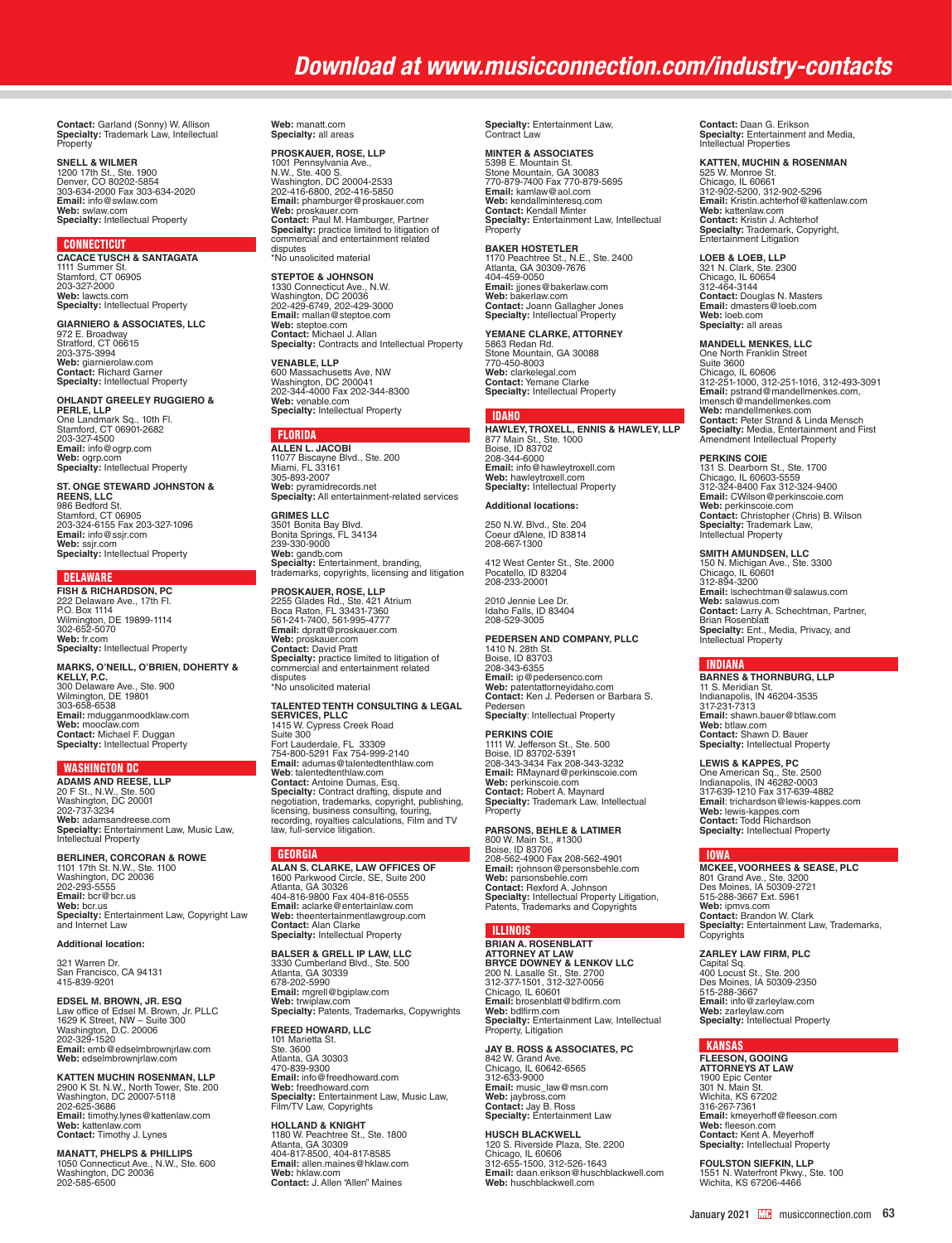Download at www.musicconnection.com/industry-contacts

**Contact:** Garland (Sonny) W. Allison
**Specialty:** Trademark Law, Intellectual Property

**SNELL & WILMER**
1200 17th St., Ste. 1900
Denver, CO 80202-5854
303-634-2000 Fax 303-634-2020
**Email:** info@swlaw.com
**Web:** swlaw.com
**Specialty:** Intellectual Property

## CONNECTICUT

**CACACE TUSCH & SANTAGATA**
1111 Summer St.
Stamford, CT 06905
203-327-2000
**Web:** lawcts.com
**Specialty:** Intellectual Property

**GIARNIERO & ASSOCIATES, LLC**
972 E. Broadway
Stratford, CT 06615
203-375-3994
**Web:** giarnierolaw.com
**Contact:** Richard Garner
**Specialty:** Intellectual Property

**OHLANDT GREELEY RUGGIERO & PERLE, LLP**
One Landmark Sq., 10th Fl.
Stamford, CT 06901-2682
203-327-4500
**Email:** info@ogrp.com
**Web:** ogrp.com
**Specialty:** Intellectual Property

**ST. ONGE STEWARD JOHNSTON & REENS, LLC**
986 Bedford St.
Stamford, CT 06905
203-324-6155 Fax 203-327-1096
**Email:** info@ssjr.com
**Web:** ssjr.com
**Specialty:** Intellectual Property

## DELAWARE

**FISH & RICHARDSON, PC**
222 Delaware Ave., 17th Fl.
P.O. Box 1114
Wilmington, DE 19899-1114
302-652-5070
**Web:** fr.com
**Specialty:** Intellectual Property

**MARKS, O'NEILL, O'BRIEN, DOHERTY & KELLY, P.C.**
300 Delaware Ave., Ste. 900
Wilmington, DE 19801
303-658-6538
**Email:** mduggan@moodklaw.com
**Web:** mooclaw.com
**Contact:** Michael F. Duggan
**Specialty:** Intellectual Property

## WASHINGTON DC

**ADAMS AND REESE, LLP**
20 F St., N.W., Ste. 500
Washington, DC 20001
202-737-3234
**Web:** adamsandreese.com
**Specialty:** Entertainment Law, Music Law, Intellectual Property

**BERLINER, CORCORAN & ROWE**
1101 17th St. N.W., Ste. 1100
Washington, DC 20036
202-293-5555
**Email:** bcr@bcr.us
**Web:** bcr.us
**Specialty:** Entertainment Law, Copyright Law and Internet Law

**Additional location:**

321 Warren Dr.
San Francisco, CA 94131
415-839-9201

**EDSEL M. BROWN, JR. ESQ**
Law office of Edsel M. Brown, Jr. PLLC
1629 K Street, NW – Suite 300
Washington, D.C. 20006
202-329-1520
**Email:** emb@edselmbrownjrlaw.com
**Web:** edselmbrownjrlaw.com

**KATTEN MUCHIN ROSENMAN, LLP**
2900 K St. N.W., North Tower, Ste. 200
Washington, DC 20007-5118
202-625-3686
**Email:** timothy.lynes@kattenlaw.com
**Web:** kattenlaw.com
**Contact:** Timothy J. Lynes

**MANATT, PHELPS & PHILLIPS**
1050 Connecticut Ave., N.W., Ste. 600
Washington, DC 20036
202-585-6500
**Web:** manatt.com
**Specialty:** all areas

**PROSKAUER, ROSE, LLP**
1001 Pennsylvania Ave., N.W., Ste. 400 S.
Washington, DC 20004-2533
202-416-6800, 202-416-5850
**Email:** phamburger@proskauer.com
**Web:** proskauer.com
**Contact:** Paul M. Hamburger, Partner
**Specialty:** practice limited to litigation of commercial and entertainment related disputes
*No unsolicited material

**STEPTOE & JOHNSON**
1330 Connecticut Ave., N.W.
Washington, DC 20036
202-429-6749, 202-429-3000
**Email:** mallan@steptoe.com
**Web:** steptoe.com
**Contact:** Michael J. Allan
**Specialty:** Contracts and Intellectual Property

**VENABLE, LLP**
600 Massachusetts Ave, NW
Washington, DC 200041
202-344-4000 Fax 202-344-8300
**Web:** venable.com
**Specialty:** Intellectual Property

## FLORIDA

**ALLEN L. JACOBI**
11077 Biscayne Blvd., Ste. 200
Miami, FL 33161
305-893-2007
**Web:** pyramidrecords.net
**Specialty:** All entertainment-related services

**GRIMES LLC**
3501 Bonita Bay Blvd.
Bonita Springs, FL 34134
239-330-9000
**Web:** gandb.com
**Specialty:** Entertainment, branding, trademarks, copyrights, licensing and litigation

**PROSKAUER, ROSE, LLP**
2255 Glades Rd., Ste. 421 Atrium
Boca Raton, FL 33431-7360
561-241-7400, 561-995-4777
**Email:** dpratt@proskauer.com
**Web:** proskauer.com
**Contact:** David Pratt
**Specialty:** practice limited to litigation of commercial and entertainment related disputes
*No unsolicited material

**TALENTED TENTH CONSULTING & LEGAL SERVICES, PLLC**
1415 W. Cypress Creek Road
Suite 300
Fort Lauderdale, FL 33309
754-800-5291 Fax 754-999-2140
**Email:** adumas@talentedtenthlaw.com
**Web:** talentedtenthlaw.com
**Contact:** Antoine Dumas, Esq.
**Specialty:** Contract drafting, dispute and negotiation, trademarks, copyright, publishing, licensing, business consulting, touring, recording, royalties calculations, Film and TV law, full-service litigation.

## GEORGIA

**ALAN S. CLARKE, LAW OFFICES OF**
1600 Parkwood Circle, SE, Suite 200
Atlanta, GA 30326
404-816-9800 Fax 404-816-0555
**Email:** aclarke@entertainlaw.com
**Web:** theentertainmentlawgroup.com
**Contact:** Alan Clarke
**Specialty:** Intellectual Property

**BALSER & GRELL IP LAW, LLC**
3330 Cumberland Blvd., Ste. 500
Atlanta, GA 30339
678-202-5990
**Email:** mgrell@bgiplaw.com
**Web:** trwiplaw.com
**Specialty:** Patents, Trademarks, Copywrights

**FREED HOWARD, LLC**
101 Marietta St.
Ste. 3600
Atlanta, GA 30303
470-839-9300
**Email:** info@freedhoward.com
**Web:** freedhoward.com
**Specialty:** Entertainment Law, Music Law, Film/TV Law, Copyrights

**HOLLAND & KNIGHT**
1180 W. Peachtree St., Ste. 1800
Atlanta, GA 30309
404-817-8500, 404-817-8585
**Email:** allen.maines@hklaw.com
**Web:** hklaw.com
**Contact:** J. Allen "Allen" Maines
**Specialty:** Entertainment Law, Contract Law

**MINTER & ASSOCIATES**
5398 E. Mountain St.
Stone Mountain, GA 30083
770-879-7400 Fax 770-879-5695
**Email:** kamlaw@aol.com
**Web:** kendallminteresq.com
**Contact:** Kendall Minter
**Specialty:** Entertainment Law, Intellectual Property

**BAKER HOSTETLER**
1170 Peachtree St., N.E., Ste. 2400
Atlanta, GA 30309-7676
404-459-0050
**Email:** jjones@bakerlaw.com
**Web:** bakerlaw.com
**Contact:** Joann Gallagher Jones
**Specialty:** Intellectual Property

**YEMANE CLARKE, ATTORNEY**
5863 Redan Rd.
Stone Mountain, GA 30088
770-450-8003
**Web:** clarkelegal.com
**Contact:** Yemane Clarke
**Specialty:** Intellectual Property

## IDAHO

**HAWLEY, TROXELL, ENNIS & HAWLEY, LLP**
877 Main St., Ste. 1000
Boise, ID 83702
208-344-6000
**Email:** info@hawleytroxell.com
**Web:** hawleytroxell.com
**Specialty:** Intellectual Property

**Additional locations:**

250 N.W. Blvd., Ste. 204
Coeur dAlene, ID 83814
208-667-1300

412 West Center St., Ste. 2000
Pocatello, ID 83204
208-233-20001

2010 Jennie Lee Dr.
Idaho Falls, ID 83404
208-529-3005

**PEDERSEN AND COMPANY, PLLC**
1410 N. 28th St.
Boise, ID 83703
208-343-6355
**Email:** ip@pedersenco.com
**Web:** patentattorneyidaho.com
**Contact:** Ken J. Pedersen or Barbara S. Pedersen
**Specialty**: Intellectual Property

**PERKINS COIE**
1111 W. Jefferson St., Ste. 500
Boise, ID 83702-5391
208-343-3434 Fax 208-343-3232
**Email:** RMaynard@perkinscoie.com
**Web:** perkinscoie.com
**Contact:** Robert A. Maynard
**Specialty:** Trademark Law, Intellectual Property

**PARSONS, BEHLE & LATIMER**
800 W. Main St., #1300
Boise, ID 83706
208-562-4900 Fax 208-562-4901
**Email:** rjohnson@personsbehle.com
**Web:** parsonsbehle.com
**Contact:** Rexford A. Johnson
**Specialty:** Intellectual Property Litigation, Patents, Trademarks and Copyrights

## ILLINOIS

**BRIAN A. ROSENBLATT ATTORNEY AT LAW BRYCE DOWNEY & LENKOV LLC**
200 N. Lasalle St., Ste. 2700
312-377-1501, 312-327-0056
Chicago, IL 60601
**Email:** brosenblatt@bdlfirm.com
**Web:** bdlfirm.com
**Specialty:** Entertainment Law, Intellectual Property, Litigation

**JAY B. ROSS & ASSOCIATES, PC**
842 W. Grand Ave.
Chicago, IL 60642-6565
312-633-9000
**Email:** music_law@msn.com
**Web:** jaybross.com
**Contact:** Jay B. Ross
**Specialty:** Entertainment Law

**HUSCH BLACKWELL**
120 S. Riverside Plaza, Ste. 2200
Chicago, IL 60606
312-655-1500, 312-526-1643
**Email:** daan.erikson@huschblackwell.com
**Web:** huschblackwell.com
**Contact:** Daan G. Erikson
**Specialty:** Entertainment and Media, Intellectual Properties

**KATTEN, MUCHIN & ROSENMAN**
525 W. Monroe St.
Chicago, IL 60661
312-902-5200, 312-902-5296
**Email:** Kristin.achterhof@kattenlaw.com
**Web:** kattenlaw.com
**Contact:** Kristin J. Achterhof
**Specialty:** Trademark, Copyright, Entertainment Litigation

**LOEB & LOEB, LLP**
321 N. Clark, Ste. 2300
Chicago, IL 60654
312-464-3144
**Contact:** Douglas N. Masters
**Email:** dmasters@loeb.com
**Web:** loeb.com
**Specialty:** all areas

**MANDELL MENKES, LLC**
One North Franklin Street
Suite 3600
Chicago, IL 60606
312-251-1000, 312-251-1016, 312-493-3091
**Email:** pstrand@mandellmenkes.com, lmensch@mandellmenkes.com
**Web:** mandellmenkes.com
**Contact:** Peter Strand & Linda Mensch
**Specialty:** Media, Entertainment and First Amendment Intellectual Property

**PERKINS COIE**
131 S. Dearborn St., Ste. 1700
Chicago, IL 60603-5559
312-324-8400 Fax 312-324-9400
**Email:** CWilson@perkinscoie.com
**Web:** perkinscoie.com
**Contact:** Christopher (Chris) B. Wilson
**Specialty:** Trademark Law, Intellectual Property

**SMITH AMUNDSEN, LLC**
150 N. Michigan Ave., Ste. 3300
Chicago, IL 60601
312-894-3200
**Email:** lschechtman@salawus.com
**Web:** salawus.com
**Contact:** Larry A. Schechtman, Partner, Brian Rosenblatt
**Specialty:** Ent., Media, Privacy, and Intellectual Property

## INDIANA

**BARNES & THORNBURG, LLP**
11 S. Meridian St.
Indianapolis, IN 46204-3535
317-231-7313
**Email:** shawn.bauer@btlaw.com
**Web:** btlaw.com
**Contact:** Shawn D. Bauer
**Specialty:** Intellectual Property

**LEWIS & KAPPES, PC**
One American Sq., Ste. 2500
Indianapolis, IN 46282-0003
317-639-1210 Fax 317-639-4882
**Email**: trichardson@lewis-kappes.com
**Web:** lewis-kappes.com
**Contact** Todd Richardson
**Specialty:** Intellectual Property

## IOWA

**MCKEE, VOORHEES & SEASE, PLC**
801 Grand Ave., Ste. 3200
Des Moines, IA 50309-2721
515-288-3667 Ext. 5961
**Web:** ipmvs.com
**Contact:** Brandon W. Clark
**Specialty:** Entertainment Law, Trademarks, Copyrights

**ZARLEY LAW FIRM, PLC**
Capital Sq.
400 Locust St., Ste. 200
Des Moines, IA 50309-2350
515-288-3667
**Email:** info@zarleylaw.com
**Web:** zarleylaw.com
**Specialty:** Intellectual Property

## KANSAS

**FLEESON, GOOING ATTORNEYS AT LAW**
1900 Epic Center
301 N. Main St.
Wichita, KS 67202
316-267-7361
**Email:** kmeyerhoff@fleeson.com
**Web:** fleeson.com
**Contact:** Kent A. Meyerhoff
**Specialty:** Intellectual Property

**FOULSTON SIEFKIN, LLP**
1551 N. Waterfront Pkwy., Ste. 100
Wichita, KS 67206-4466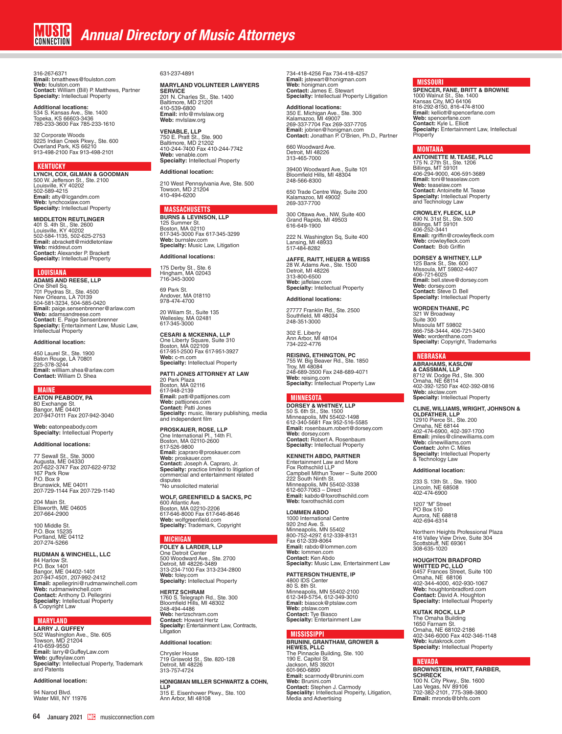316-267-6371
**Email:** bmatthews@foulston.com
**Web:** foulston.com
**Contact:** William (Bill) P. Matthews, Partner
**Specialty:** Intellectual Property

**Additional locations:**
534 S. Kansas Ave., Ste. 1400
Topeka, KS 66603-3436
785-233-3600 Fax 785-233-1610

32 Corporate Woods
9225 Indian Creek Pkwy., Ste. 600
Overland Park, KS 66210
913-498-2100 Fax 913-498-2101

## KENTUCKY

**LYNCH, COX, GILMAN & GOODMAN**
500 W. Jefferson St., Ste. 2100
Louisville, KY 40202
502-589-4215
**Email:** atty@lcgandm.com
**Web:** lynchcoxlaw.com
**Specialty:** Intellectual Property

**MIDDLETON REUTLINGER**
401 S. 4th St., Ste. 2600
Louisville, KY 40202
502-584-1135, 502-625-2753
**Email:** abrackett@middletonlaw
**Web:** middreut.com
**Contact:** Alexander P. Brackett
**Specialty:** Intellectual Property

## LOUISIANA

**ADAMS AND REESE, LLP**
One Shell Sq.
701 Poydras St., Ste. 4500
New Orleans, LA 70139
504-581-3234, 504-585-0420
**Email:** paige.sensenbrenner@arlaw.com
**Web:** adamsandreese.com
**Contact:** E. Paige Sensenbrenner
**Specialty:** Entertainment Law, Music Law, Intellectual Property

**Additional location:**

450 Laurel St., Ste. 1900
Baton Rouge, LA 70801
225-378-3244
**Email:** william.shea@arlaw.com
**Contact:** William D. Shea

## MAINE

**EATON PEABODY, PA**
80 Exchange St.
Bangor, ME 04401
207-947-0111 Fax 207-942-3040

**Web:** eatonpeabody.com
**Specialty:** Intellectual Property

**Additional locations:**

77 Sewall St., Ste. 3000
Augusta, ME 04330
207-622-3747 Fax 207-622-9732
167 Park Row
P.O. Box 9
Brunswick, ME 04011
207-729-1144 Fax 207-729-1140

204 Main St.
Ellsworth, ME 04605
207-664-2900

100 Middle St.
P.O. Box 15235
Portland, ME 04112
207-274-5266

**RUDMAN & WINCHELL, LLC**
84 Harlow St.
P.O. Box 1401
Bangor, ME 04402-1401
207-947-4501, 207-992-2412
**Email:** apellegrini@rudmanwinchell.com
**Web:** rudmanwinchell.com
**Contact:** Anthony D. Pellegrini
**Specialty:** Intellectual Property & Copyright Law

## MARYLAND

**LARRY J. GUFFEY**
502 Washington Ave., Ste. 605
Towson, MD 21204
410-659-9550
**Email:** larry@GuffeyLaw.com
**Web:** guffeylaw.com
**Specialty:** Intellectual Property, Trademark and Patents

**Additional location:**

94 Narod Blvd.
Water Mill, NY 11976
631-237-4891

**MARYLAND VOLUNTEER LAWYERS SERVICE**
201 N. Charles St., Ste. 1400
Baltimore, MD 21201
410-539-6800
**Email:** info@mvlslaw.org
**Web:** mvlslaw.org

**VENABLE, LLP**
750 E. Pratt St., Ste. 900
Baltimore, MD 21202
410-244-7400 Fax 410-244-7742
**Web:** venable.com
**Specialty:** Intellectual Property

**Additional location:**

210 West Pennsylvania Ave, Ste. 500
Towson, MD 21204
410-494-6200

## MASSACHUSETTS

**BURNS & LEVINSON, LLP**
125 Summer St.
Boston, MA 02110
617-345-3000 Fax 617-345-3299
**Web:** burnslev.com
**Specialty:** Music Law, Litigation

**Additional locations:**

175 Derby St., Ste. 6
Hingham, MA 02043
716-345-3000

69 Park St.
Andover, MA 018110
978-474-4700

20 Wiliam St., Suite 135
Wellesley, MA 02481
617-345-3000

**CESARI & MCKENNA, LLP**
One Liberty Square, Suite 310
Boston, MA 022109
617-951-2500 Fax 617-951-3927
**Web:** c-m.com
**Specialty:** Intellectual Property

**PATTI JONES ATTORNEY AT LAW**
20 Park Plaza
Boston, MA 02116
617-948-2139
**Email:** patti@pattijones.com
**Web:** pattijones.com
**Contact:** Patti Jones
**Specialty:** music, literary publishing, media and independent film

**PROSKAUER, ROSE, LLP**
One International Pl., 14th Fl.
Boston, MA 02110-2600
617-526-9800
**Email:** jcapraro@proskauer.com
**Web:** proskauer.com
**Contact:** Joseph A. Capraro, Jr.
**Specialty:** practice limited to litigation of commercial and entertainment related disputes
*No unsolicited material

**WOLF, GREENFIELD & SACKS, PC**
600 Atlantic Ave.
Boston, MA 02210-2206
617-646-8000 Fax 617-646-8646
**Web:** wolfgreenfield.com
**Specialty:** Trademark, Copyright

## MICHIGAN

**FOLEY & LARDER, LLP**
One Detroit Center
500 Woodward Ave., Ste. 2700
Detroit, MI 48226-3489
313-234-7100 Fax 313-234-2800
**Web:** foley.com
**Specialty:** Intellectual Property

**HERTZ SCHRAM**
1760 S. Telegraph Rd., Ste. 300
Bloomfield Hills, MI 48302
248-494-4486
**Web:** hertzschram.com
**Contact:** Howard Hertz
**Specialty:** Entertainment Law, Contracts, Litigation

**Additional location:**

Chrysler House
719 Griswold St., Ste. 820-128
Detroit, MI 48226
313-757-4724

**HONIGMAN MILLER SCHWARTZ & COHN, LLP**
315 E. Eisenhower Pkwy., Ste. 100
Ann Arbor, MI 48108
734-418-4256 Fax 734-418-4257
**Email:** jstewart@honigman.com
**Web:** honigman.com
**Contact:** James E. Stewart
**Specialty:** Intellectual Property Litigation

**Additional locations:**
350 E. Michigan Ave., Ste. 300
Kalamazoo, MI 49007
269-337-7704 Fax 269-337-7705
**Email:** jobrien@honigman.com
**Contact:** Jonathan P. O'Brien, Ph.D., Partner

660 Woodward Ave.
Detroit, MI 48226
313-465-7000

39400 Woodward Ave., Suite 101
Bloomfield Hills, MI 48304
248-566-8300

650 Trade Centre Way, Suite 200
Kalamazoo, MI 49002
269-337-7700

300 Ottawa Ave., NW, Suite 400
Grand Rapids, MI 49503
616-649-1900

222 N. Washington Sq, Suite 400
Lansing, MI 48933
517-484-8282

**JAFFE, RAITT, HEUER & WEISS**
28 W. Adams Ave., Ste. 1500
Detroit, MI 48226
313-800-6500
**Web:** jaffelaw.com
**Specialty:** Intellectual Property

**Additional locations:**

27777 Franklin Rd., Ste. 2500
Southfield, MI 48034
248-351-3000

302 E. Liberty
Ann Arbor, MI 48104
734-222-4776

**REISING, ETHINGTON, PC**
755 W. Big Beaver Rd., Ste. 1850
Troy, MI 48084
248-689-3500 Fax 248-689-4071
**Web:** reising.com
**Specialty:** Intellectual Property Law

## MINNESOTA

**DORSEY & WHITNEY, LLP**
50 S. 6th St., Ste. 1500
Minneapolis, MN 55402-1498
612-340-5681 Fax 952-516-5585
**Email:** rosenbaum.robert@dorsey.com
**Web:** dorsey.com
**Contact:** Robert A. Rosenbaum
**Specialty:** Intellectual Property

**KENNETH ABDO, PARTNER**
Entertainment Law and More
Fox Rothschild LLP
Campbell Mithun Tower – Suite 2000
222 South Ninth St.
Minneapolis, MN 55402-3338
612-607-7063 – Direct
**Email:** kabdo@foxrothschild.com
**Web:** foxrothschild.com

**LOMMEN ABDO**
1000 International Centre
920 2nd Ave. S.
Minneapolis, MN 55402
800-752-4297, 612-339-8131
Fax 612-339-8064
**Email:** rabdo@lommen.com
**Web:** lommen.com
**Contact:** Ken Abdo
**Specialty:** Music Law, Entertainment Law

**PATTERSON THUENTE, IP**
4800 IDS Center
80 S. 8th St.
Minneapolis, MN 55402-2100
612-349-5754, 612-349-3010
**Email:** biascok@ptslaw.com
**Web:** ptslaw.com
**Contact:** Tye Biasco
**Specialty:** Entertainment Law

## MISSISSIPPI

**BRUNINI, GRANTHAM, GROWER & HEWES, PLLC**
The Pinnacle Building, Ste. 100
190 E. Capitol St.
Jackson, MS 39201
601-960-6890
**Email:** scarmody@brunini.com
**Web:** Brunini.com
**Contact:** Stephen J. Carmody
**Speciality:** Intellectual Property, Litigation, Media and Advertising

## MISSOURI

**SPENCER, FANE, BRITT & BROWNE**
1000 Walnut St., Ste. 1400
Kansas City, MO 64106
816-292-8150, 816-474-8100
**Email:** kelliott@spencerfane.com
**Web:** spencerfane.com
**Contact:** Kyle L. Elliott
**Specialty:** Entertainment Law, Intellectual Property

## MONTANA

**ANTOINETTE M. TEASE, PLLC**
175 N. 27th St., Ste. 1206
Billings, MT 59101
406-294-9000, 406-591-3689
**Email:** toni@teaselaw.com
**Web:** teaselaw.com
**Contact:** Antoinette M. Tease
**Specialty:** Intellectual Property and Technology Law

**CROWLEY, FLECK, LLP**
490 N. 31st St., Ste. 500
Billings, MT 59101
406-252-3441
**Email:** rgriffin@crowleyfleck.com
**Web:** crowleyfleck.com
**Contact:** Bob Griffin

**DORSEY & WHITNEY, LLP**
125 Bank St., Ste. 600
Missoula, MT 59802-4407
406-721-6025
**Email:** bell.steve@dorsey.com
**Web:** dorsey.com
**Contact:** Steve D. Bell
**Specialty:** Intellectual Property

**WORDEN THANE, PC**
321 W Broadway
Suite 300
Missoula MT 59802
866-758-3444, 406-721-3400
**Web:** wordenthane.com
**Specialty:** Copyright, Trademarks

## NEBRASKA

**ABRAHAMS, KASLOW & CASSMAN, LLP**
8712 W. Dodge Rd., Ste. 300
Omaha, NE 68114
402-392-1250 Fax 402-392-0816
**Web:** akclaw.com
**Specialty:** Intellectual Property

**CLINE, WILLIAMS, WRIGHT, JOHNSON & OLDFATHER, LLP**
12910 Pierce St., Ste. 200
Omaha, NE 68144
402-474-6900, 402-397-1700
**Email:** jmiles@clinewilliams.com
**Web:** clinewilliams.com
**Contact:** John C. Miles
**Specialty:** Intellectual Property & Technology Law

**Additional location:**

233 S. 13th St. , Ste. 1900
Lincoln, NE 68508
402-474-6900

1207 "M" Street
PO Box 510
Aurora, NE 68818
402-694-6314

Northern Heights Professional Plaza
416 Valley View Drive, Suite 304
Scottsbluff, NE 69361
308-635-1020

**HOUGHTON BRADFORD WHITTED PC, LLO**
6457 Frances Street, Suite 100
Omaha, NE 68106
402-344-4000, 402-930-1067
**Web:** houghtonbradford.com
**Contact:** David A. Houghton
**Specialty:** Intellectual Property

**KUTAK ROCK, LLP**
The Omaha Building
1650 Farnam St.
Omaha, NE 68102-2186
402-346-6000 Fax 402-346-1148
**Web:** kutakrock.com
**Specialty:** Intellectual Property

## NEVADA

**BROWNSTEIN, HYATT, FARBER, SCHRECK**
100 N. City Pkwy., Ste. 1600
Las Vegas, NV 89106
702-382-2101, 775-398-3800
**Email:** mronds@bhfs.com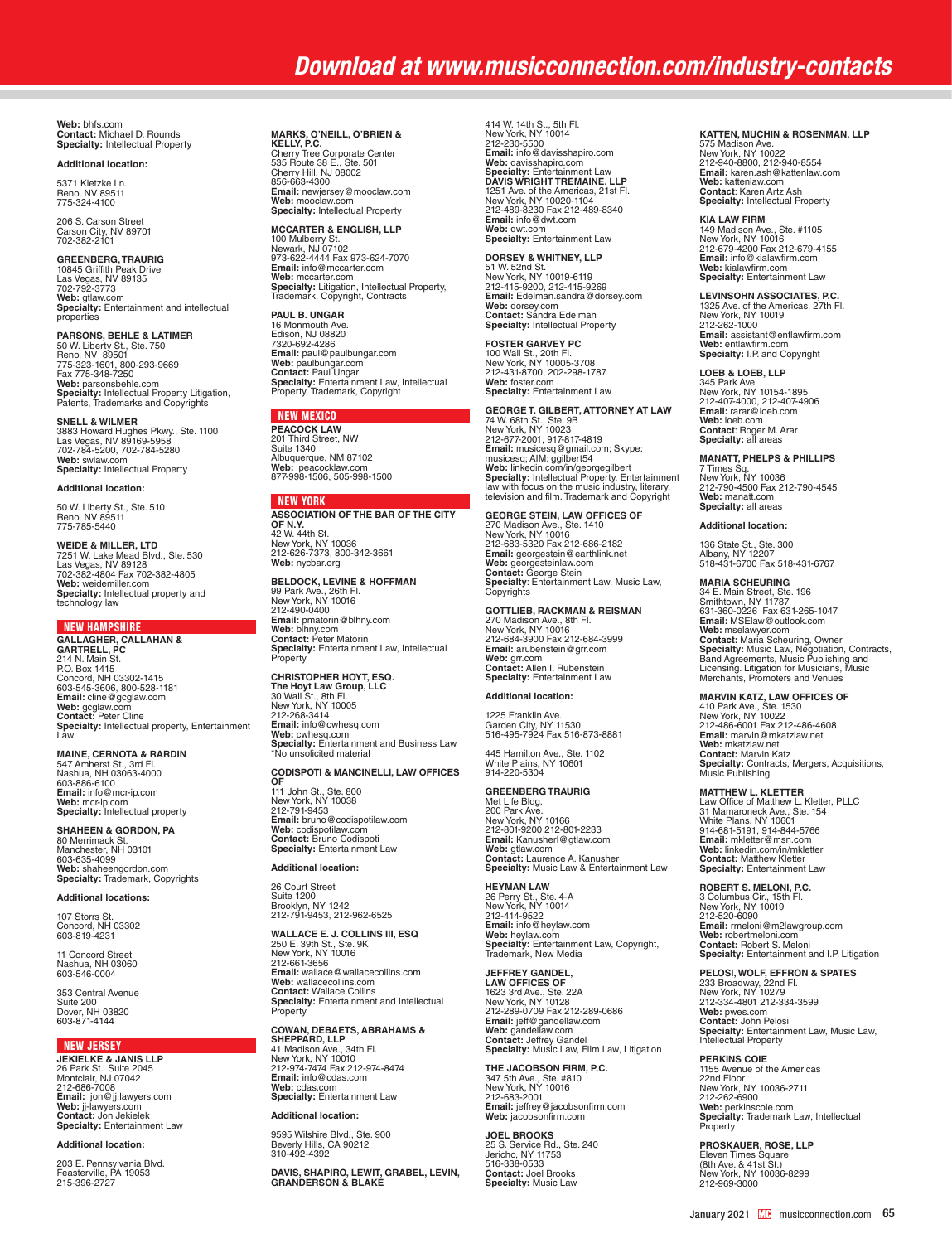Web: bhfs.com
Contact: Michael D. Rounds
Specialty: Intellectual Property

**Additional location:**

5371 Kietzke Ln.
Reno, NV 89511
775-324-4100

206 S. Carson Street
Carson City, NV 89701
702-382-2101

**GREENBERG, TRAURIG**
10845 Griffith Peak Drive
Las Vegas, NV 89135
702-792-3773
**Web:** gtlaw.com
**Specialty:** Entertainment and intellectual properties

**PARSONS, BEHLE & LATIMER**
50 W. Liberty St., Ste. 750
Reno, NV 89501
775-323-1601, 800-293-9669
Fax 775-348-7250
**Web:** parsonsbehle.com
**Specialty:** Intellectual Property Litigation, Patents, Trademarks and Copyrights

**SNELL & WILMER**
3883 Howard Hughes Pkwy., Ste. 1100
Las Vegas, NV 89169-5958
702-784-5200, 702-784-5280
**Web:** swlaw.com
**Specialty:** Intellectual Property

**Additional location:**

50 W. Liberty St., Ste. 510
Reno, NV 89511
775-785-5440

**WEIDE & MILLER, LTD**
7251 W. Lake Mead Blvd., Ste. 530
Las Vegas, NV 89128
702-382-4804 Fax 702-382-4805
**Web:** weidemiller.com
**Specialty:** Intellectual property and technology law

## NEW HAMPSHIRE

**GALLAGHER, CALLAHAN & GARTRELL, PC**
214 N. Main St.
P.O. Box 1415
Concord, NH 03302-1415
603-545-3606, 800-528-1181
**Email:** cline@gcglaw.com
**Web:** gcglaw.com
**Contact:** Peter Cline
**Specialty:** Intellectual property, Entertainment Law

**MAINE, CERNOTA & RARDIN**
547 Amherst St., 3rd Fl.
Nashua, NH 03063-4000
603-886-6100
**Email:** info@mcr-ip.com
**Web:** mcr-ip.com
**Specialty:** Intellectual property

**SHAHEEN & GORDON, PA**
80 Merrimack St.
Manchester, NH 03101
603-635-4099
**Web:** shaheengordon.com
**Specialty:** Trademark, Copyrights

**Additional locations:**

107 Storrs St.
Concord, NH 03302
603-819-4231

11 Concord Street
Nashua, NH 03060
603-546-0004

353 Central Avenue
Suite 200
Dover, NH 03820
603-871-4144

## NEW JERSEY

**JEKIELKE & JANIS LLP**
26 Park St. Suite 2045
Montclair, NJ 07042
212-686-7008
**Email:** jon@jj.lawyers.com
**Web:** jj-lawyers.com
**Contact:** Jon Jekielek
**Specialty:** Entertainment Law

**Additional location:**

203 E. Pennsylvania Blvd.
Feasterville, PA 19053
215-396-2727

**MARKS, O'NEILL, O'BRIEN & KELLY, P.C.**
Cherry Tree Corporate Center
535 Route 38 E., Ste. 501
Cherry Hill, NJ 08002
856-663-4300
**Email:** newjersey@mooclaw.com
**Web:** mooclaw.com
**Specialty:** Intellectual Property

**MCCARTER & ENGLISH, LLP**
100 Mulberry St.
Newark, NJ 07102
973-622-4444 Fax 973-624-7070
**Email:** info@mccarter.com
**Web:** mccarter.com
**Specialty:** Litigation, Intellectual Property, Trademark, Copyright, Contracts

**PAUL B. UNGAR**
16 Monmouth Ave.
Edison, NJ 08820
7320-692-4286
**Email:** paul@paulbungar.com
**Web:** paulbungar.com
**Contact:** Paul Ungar
**Specialty:** Entertainment Law, Intellectual Property, Trademark, Copyright

## NEW MEXICO

**PEACOCK LAW**
201 Third Street, NW
Suite 1340
Albuquerque, NM 87102
**Web:** peacocklaw.com
877-998-1506, 505-998-1500

## NEW YORK

**ASSOCIATION OF THE BAR OF THE CITY OF N.Y.**
42 W. 44th St.
New York, NY 10036
212-626-7373, 800-342-3661
**Web:** nycbar.org

**BELDOCK, LEVINE & HOFFMAN**
99 Park Ave., 26th Fl.
New York, NY 10016
212-490-0400
**Email:** pmatorin@blhny.com
**Web:** blhny.com
**Contact:** Peter Matorin
**Specialty:** Entertainment Law, Intellectual Property

**CHRISTOPHER HOYT, ESQ.**
**The Hoyt Law Group, LLC**
30 Wall St., 8th Fl.
New York, NY 10005
212-268-3414
**Email:** info@cwhesq.com
**Web:** cwhesq.com
**Specialty:** Entertainment and Business Law
*No unsolicited material

**CODISPOTI & MANCINELLI, LAW OFFICES OF**
111 John St., Ste. 800
New York, NY 10038
212-791-9453
**Email:** bruno@codispotilaw.com
**Web:** codispotilaw.com
**Contact:** Bruno Codispoti
**Specialty:** Entertainment Law

**Additional location:**

26 Court Street
Suite 1200
Brooklyn, NY 1242
212-791-9453, 212-962-6525

**WALLACE E. J. COLLINS III, ESQ**
250 E. 39th St., Ste. 9K
New York, NY 10016
212-661-3656
**Email:** wallace@wallacecollins.com
**Web:** wallacecollins.com
**Contact:** Wallace Collins
**Specialty:** Entertainment and Intellectual Property

**COWAN, DEBAETS, ABRAHAMS & SHEPPARD, LLP**
41 Madison Ave., 34th Fl.
New York, NY 10010
212-974-7474 Fax 212-974-8474
**Email:** info@cdas.com
**Web:** cdas.com
**Specialty:** Entertainment Law

**Additional location:**

9595 Wilshire Blvd., Ste. 900
Beverly Hills, CA 90212
310-492-4392

**DAVIS, SHAPIRO, LEWIT, GRABEL, LEVIN, GRANDERSON & BLAKE**
414 W. 14th St., 5th Fl.
New York, NY 10014
212-230-5500
**Email:** info@davisshapiro.com
**Web:** davisshapiro.com
**Specialty:** Entertainment Law

**DAVIS WRIGHT TREMAINE, LLP**
1251 Ave. of the Americas, 21st Fl.
New York, NY 10020-1104
212-489-8230 Fax 212-489-8340
**Email:** info@dwt.com
**Web:** dwt.com
**Specialty:** Entertainment Law

**DORSEY & WHITNEY, LLP**
51 W. 52nd St.
New York, NY 10019-6119
212-415-9200, 212-415-9269
**Email:** Edelman.sandra@dorsey.com
**Web:** dorsey.com
**Contact:** Sandra Edelman
**Specialty:** Intellectual Property

**FOSTER GARVEY PC**
100 Wall St., 20th Fl.
New York, NY 10005-3708
212-431-8700, 202-298-1787
**Web:** foster.com
**Specialty:** Entertainment Law

**GEORGE T. GILBERT, ATTORNEY AT LAW**
74 W. 68th St., Ste. 9B
New York, NY 10023
212-677-2001, 917-817-4819
**Email:** musicesq@gmail.com; Skype: musicesq; AIM: ggilbert54
**Web:** linkedin.com/in/georgegilbert
**Specialty:** Intellectual Property, Entertainment law with focus on the music industry, literary, television and film. Trademark and Copyright

**GEORGE STEIN, LAW OFFICES OF**
270 Madison Ave., Ste. 1410
New York, NY 10016
212-683-5320 Fax 212-686-2182
**Email:** georgestein@earthlink.net
**Web:** georgesteinlaw.com
**Contact:** George Stein
**Specialty:** Entertainment Law, Music Law, Copyrights

**GOTTLIEB, RACKMAN & REISMAN**
270 Madison Ave., 8th Fl.
New York, NY 10016
212-684-3900 Fax 212-684-3999
**Email:** arubenstein@grr.com
**Web:** grr.com
**Contact:** Allen I. Rubenstein
**Specialty:** Entertainment Law

**Additional location:**

1225 Franklin Ave.
Garden City, NY 11530
516-495-7924 Fax 516-873-8881

445 Hamilton Ave., Ste. 1102
White Plains, NY 10601
914-220-5304

**GREENBERG TRAURIG**
Met Life Bldg.
200 Park Ave.
New York, NY 10166
212-801-9200 212-801-2233
**Email:** Kanusherl@gtlaw.com
**Web:** gtlaw.com
**Contact:** Laurence A. Kanusher
**Specialty:** Music Law & Entertainment Law

**HEYMAN LAW**
26 Perry St., Ste. 4-A
New York, NY 10014
212-414-9522
**Email:** info@heylaw.com
**Web:** heylaw.com
**Specialty:** Entertainment Law, Copyright, Trademark, New Media

**JEFFREY GANDEL, LAW OFFICES OF**
1623 3rd Ave., Ste. 22A
New York, NY 10128
212-289-0709 Fax 212-289-0686
**Email:** jeff@gandellaw.com
**Web:** gandellaw.com
**Contact:** Jeffrey Gandel
**Specialty:** Music Law, Film Law, Litigation

**THE JACOBSON FIRM, P.C.**
347 5th Ave., Ste. #810
New York, NY 10016
212-683-2001
**Email:** jeffrey@jacobsonfirm.com
**Web:** jacobsonfirm.com

**JOEL BROOKS**
25 S. Service Rd., Ste. 240
Jericho, NY 11753
516-338-0533
**Contact:** Joel Brooks
**Specialty:** Music Law

**KATTEN, MUCHIN & ROSENMAN, LLP**
575 Madison Ave.
New York, NY 10022
212-940-8800, 212-940-8554
**Email:** karen.ash@kattenlaw.com
**Web:** kattenlaw.com
**Contact:** Karen Artz Ash
**Specialty:** Intellectual Property

**KIA LAW FIRM**
149 Madison Ave., Ste. #1105
New York, NY 10016
212-679-4200 Fax 212-679-4155
**Email:** info@kialawfirm.com
**Web:** kialawfirm.com
**Specialty:** Entertainment Law

**LEVINSOHN ASSOCIATES, P.C.**
1325 Ave. of the Americas, 27th Fl.
New York, NY 10019
212-262-1000
**Email:** assistant@entlawfirm.com
**Web:** entlawfirm.com
**Specialty:** I.P. and Copyright

**LOEB & LOEB, LLP**
345 Park Ave.
New York, NY 10154-1895
212-407-4000, 212-407-4906
**Email:** rarar@loeb.com
**Web:** loeb.com
**Contact:** Roger M. Arar
**Specialty:** all areas

**MANATT, PHELPS & PHILLIPS**
7 Times Sq.
New York, NY 10036
212-790-4500 Fax 212-790-4545
**Web:** manatt.com
**Specialty:** all areas

**Additional location:**

136 State St., Ste. 300
Albany, NY 12207
518-431-6700 Fax 518-431-6767

**MARIA SCHEURING**
34 E. Main Street, Ste. 196
Smithtown, NY 11787
631-360-0226 Fax 631-265-1047
**Email:** MSElaw@outlook.com
**Web:** mselawyer.com
**Contact:** Maria Scheuring, Owner
**Specialty:** Music Law, Negotiation, Contracts, Band Agreements, Music Publishing and Licensing. Litigation for Musicians, Music Merchants, Promoters and Venues

**MARVIN KATZ, LAW OFFICES OF**
410 Park Ave., Ste. 1530
New York, NY 10022
212-486-6001 Fax 212-486-4608
**Email:** marvin@mkatzlaw.net
**Web:** mkatzlaw.net
**Contact:** Marvin Katz
**Specialty:** Contracts, Mergers, Acquisitions, Music Publishing

**MATTHEW L. KLETTER**
Law Office of Matthew L. Kletter, PLLC
31 Mamaroneck Ave., Ste. 154
White Plans, NY 10601
914-681-5191, 914-844-5766
**Email:** mkletter@msn.com
**Web:** linkedin.com/in/mkletter
**Contact:** Matthew Kletter
**Specialty:** Entertainment Law

**ROBERT S. MELONI, P.C.**
3 Columbus Cir., 15th Fl.
New York, NY 10019
212-520-6090
**Email:** rmeloni@m2lawgroup.com
**Web:** robertmeloni.com
**Contact:** Robert S. Meloni
**Specialty:** Entertainment and I.P. Litigation

**PELOSI, WOLF, EFFRON & SPATES**
233 Broadway, 22nd Fl.
New York, NY 10279
212-334-4801 212-334-3599
**Web:** pwes.com
**Contact:** John Pelosi
**Specialty:** Entertainment Law, Music Law, Intellectual Property

**PERKINS COIE**
1155 Avenue of the Americas
22nd Floor
New York, NY 10036-2711
212-262-6900
**Web:** perkinscoie.com
**Specialty:** Trademark Law, Intellectual Property

**PROSKAUER, ROSE, LLP**
Eleven Times Square
(8th Ave. & 41st St.)
New York, NY 10036-8299
212-969-3000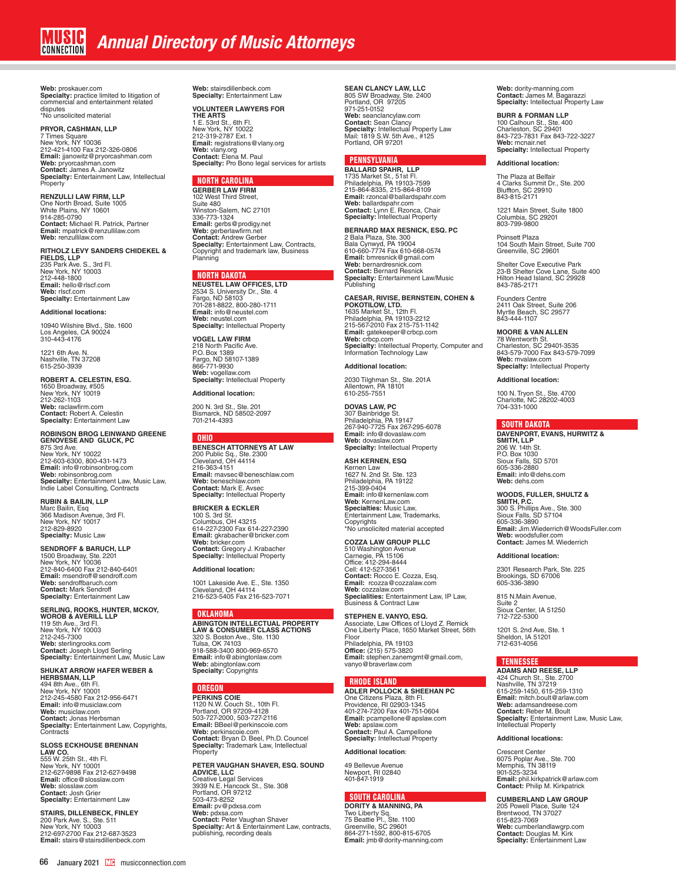# Annual Directory of Music Attorneys

**Web:** proskauer.com
**Specialty:** practice limited to litigation of commercial and entertainment related disputes
*No unsolicited material

**PRYOR, CASHMAN, LLP**
7 Times Square
New York, NY 10036
212-421-4100 Fax 212-326-0806
**Email:** jjanowitz@pryorcashman.com
**Web:** pryorcashman.com
**Contact:** James A. Janowitz
**Specialty:** Entertainment Law, Intellectual Property

**RENZULLI LAW FIRM, LLP**
One North Broad, Suite 1005
White Plains, NY 10601
914-285-0790
**Contact:** Michael R. Patrick, Partner
**Email:** mpatrick@renzullilaw.com
**Web:** renzullilaw.com

**RITHOLZ LEVY SANDERS CHIDEKEL & FIELDS, LLP**
235 Park Ave. S., 3rd Fl.
New York, NY 10003
212-448-1800
**Email:** hello@rlscf.com
**Web:** rlscf.com
**Specialty:** Entertainment Law

**Additional locations:**

10940 Wilshire Blvd., Ste. 1600
Los Angeles, CA 90024
310-443-4176

1221 6th Ave. N.
Nashville, TN 37208
615-250-3939

**ROBERT A. CELESTIN, ESQ.**
1650 Broadway, #505
New York, NY 10019
212-262-1103
**Web:** raclawfirm.com
**Contact:** Robert A. Celestin
**Specialty:** Entertainment Law

**ROBINSON BROG LEINWAND GREENE GENOVESE AND GLUCK, PC**
875 3rd Ave.
New York, NY 10022
212-603-6300, 800-431-1473
**Email:** info@robinsonbrog.com
**Web:** robinsonbrog.com
**Specialty:** Entertainment Law, Music Law, Indie Label Consulting, Contracts

**RUBIN & BAILIN, LLP**
Marc Bailin, Esq
366 Madison Avenue, 3rd Fl.
New York, NY 10017
212-829-8920
**Specialty:** Music Law

**SENDROFF & BARUCH, LLP**
1500 Broadway, Ste. 2201
New York, NY 10036
212-840-6400 Fax 212-840-6401
**Email:** msendroff@sendroff.com
**Web:** sendroffbaruch.com
**Contact:** Mark Sendroff
**Specialty:** Entertainment Law

**SERLING, ROOKS, HUNTER, MCKOY, WOROB & AVERILL LLP**
119 5th Ave., 3rd Fl.
New York, NY 10003
212-245-7300
**Web:** sterlingrooks.com
**Contact:** Joseph Lloyd Serling
**Specialty:** Entertainment Law, Music Law

**SHUKAT ARROW HAFER WEBER & HERBSMAN, LLP**
494 8th Ave., 6th Fl.
New York, NY 10001
212-245-4580 Fax 212-956-6471
**Email:** info@musiclaw.com
**Web:** musiclaw.com
**Contact:** Jonas Herbsman
**Specialty:** Entertainment Law, Copyrights, Contracts

**SLOSS ECKHOUSE BRENNAN LAW CO.**
555 W. 25th St., 4th Fl.
New York, NY 10001
212-627-9898 Fax 212-627-9498
**Email:** office@slosslaw.com
**Web:** slosslaw.com
**Contact:** Josh Grier
**Specialty:** Entertainment Law

**STAIRS, DILLENBECK, FINLEY**
200 Park Ave. S., Ste. 511
New York, NY 10003
212-697-2700 Fax 212-687-3523
**Email:** stairs@stairsdillenbeck.com
**Web:** stairsdillenbeck.com
**Specialty:** Entertainment Law

**VOLUNTEER LAWYERS FOR THE ARTS**
1 E. 53rd St., 6th Fl.
New York, NY 10022
212-319-2787 Ext. 1
**Email:** registrations@vlany.org
**Web:** vlany.org
**Contact:** Elena M. Paul
**Specialty:** Pro Bono legal services for artists

## NORTH CAROLINA

**GERBER LAW FIRM**
102 West Third Street,
Suite 480
Winston-Salem, NC 27101
336-773-1324
**Email:** gerbs@prodigy.net
**Web:** gerberlawfirm.net
**Contact:** Andrew Gerber
**Specialty:** Entertainment Law, Contracts, Copyright and trademark law, Business Planning

## NORTH DAKOTA

**NEUSTEL LAW OFFICES, LTD**
2534 S. University Dr., Ste. 4
Fargo, ND 58103
701-281-8822, 800-280-1711
**Email:** info@neustel.com
**Web:** neustel.com
**Specialty:** Intellectual Property

**VOGEL LAW FIRM**
218 North Pacific Ave.
P.O. Box 1389
Fargo, ND 58107-1389
866-771-9930
**Web:** vogellaw.com
**Specialty:** Intellectual Property

**Additional location:**

200 N. 3rd St., Ste. 201
Bismarck, ND 58502-2097
701-214-4393

## OHIO

**BENESCH ATTORNEYS AT LAW**
200 Public Sq., Ste. 2300
Cleveland, OH 44114
216-363-4151
**Email:** mavsec@beneschlaw.com
**Web:** beneschlaw.com
**Contact:** Mark E. Avsec
**Specialty:** Intellectual Property

**BRICKER & ECKLER**
100 S. 3rd St.
Columbus, OH 43215
614-227-2300 Fax 614-227-2390
**Email:** gkrabacher@bricker.com
**Web:** bricker.com
**Contact:** Gregory J. Krabacher
**Specialty:** Intellectual Property

**Additional location:**

1001 Lakeside Ave. E., Ste. 1350
Cleveland, OH 44114
216-523-5405 Fax 216-523-7071

## OKLAHOMA

**ABINGTON INTELLECTUAL PROPERTY LAW & CONSUMER CLASS ACTIONS**
320 S. Boston Ave., Ste. 1130
Tulsa, OK 74103
918-588-3400 800-969-6570
**Email:** info@abingtonlaw.com
**Web:** abingtonlaw.com
**Specialty:** Copyrights

## OREGON

**PERKINS COIE**
1120 N.W. Couch St., 10th Fl.
Portland, OR 97209-4128
503-727-2000, 503-727-2116
**Email:** BBeel@perkinscoie.com
**Web:** perkinscoie.com
**Contact:** Bryan D. Beel, Ph.D. Councel
**Specialty:** Trademark Law, Intellectual Property

**PETER VAUGHAN SHAVER, ESQ. SOUND ADVICE, LLC**
Creative Legal Services
3939 N.E. Hancock St., Ste. 308
Portland, OR 97212
503-473-8252
**Email:** pv@pdxsa.com
**Web:** pdxsa.com
**Contact:** Peter Vaughan Shaver
**Specialty:** Art & Entertainment Law, contracts, publishing, recording deals

**SEAN CLANCY LAW, LLC**
805 SW Broadway, Ste. 2400
Portland, OR 97205
971-251-0152
**Web:** seanclancylaw.com
**Contact:** Sean Clancy
**Specialty:** Intellectual Property Law
Mail: 1819 S.W. 5th Ave., #125
Portland, OR 97201

## PENNSYLVANIA

**BALLARD SPAHR, LLP**
1735 Market St., 51st Fl.
Philadelphia, PA 19103-7599
215-864-8335, 215-864-8109
**Email:** rzoncal@ballardspahr.com
**Web:** ballardspahr.com
**Contact:** Lynn E. Rzonca, Chair
**Specialty:** Intellectual Property

**BERNARD MAX RESNICK, ESQ. PC**
2 Bala Plaza, Ste. 300
Bala Cynwyd, PA 19004
610-660-7774 Fax 610-668-0574
**Email:** bmresnick@gmail.com
**Web:** bernardresnick.com
**Contact:** Bernard Resnick
**Specialty:** Entertainment Law/Music Publishing

**CAESAR, RIVISE, BERNSTEIN, COHEN & POKOTILOW, LTD.**
1635 Market St., 12th Fl.
Philadelphia, PA 19103-2212
215-567-2010 Fax 215-751-1142
**Email:** gatekeeper@crbcp.com
**Web:** crbcp.com
**Specialty:** Intellectual Property, Computer and Information Technology Law

**Additional location:**

2030 Tilghman St., Ste. 201A
Allentown, PA 18101
610-255-7551

**DOVAS LAW, PC**
307 Bainbridge St.
Philadelphia, PA 19147
267-940-7725 Fax 267-295-6078
**Email:** info@dovaslaw.com
**Web:** dovaslaw.com
**Specialty:** Intellectual Property

**ASH KERNEN, ESQ**
Kernen Law
1627 N. 2nd St. Ste. 123
Philadelphia, PA 19122
215-399-0404
**Email:** info@kernenlaw.com
**Web:** KernenLaw.com
**Specialties:** Music Law, Entertainment Law, Trademarks, Copyrights
*No unsolicited material accepted

**COZZA LAW GROUP PLLC**
510 Washington Avenue
Carnegie, PA 15106
Office: 412-294-8444
Cell: 412-527-3561
**Contact:** Rocco E. Cozza, Esq.
**Email:** rcozza@cozzalaw.com
**Web**: cozzalaw.com
**Specialities:** Entertainment Law, IP Law, Business & Contract Law

**STEPHEN E. VANYO, ESQ.**
Associate, Law Offices of Lloyd Z. Remick
One Liberty Place, 1650 Market Street, 56th Floor
Philadelphia, PA 19103
**Office:** (215) 575-3820
**Email:** stephen.zanemgmt@gmail.com, vanyo@braverlaw.com

## RHODE ISLAND

**ADLER POLLOCK & SHEEHAN PC**
One Citizens Plaza, 8th Fl.
Providence, RI 02903-1345
401-274-7200 Fax 401-751-0604
**Email:** pcampellone@apslaw.com
**Web:** apslaw.com
**Contact:** Paul A. Campellone
**Specialty:** Intellectual Property

**Additional location**:

49 Bellevue Avenue
Newport, RI 02840
401-847-1919

## SOUTH CAROLINA

**DORITY & MANNING, PA**
Two Liberty Sq.
75 Beattie Pl., Ste. 1100
Greenville, SC 29601
864-271-1592, 800-815-6705
**Email:** jmb@dority-manning.com
**Web:** dority-manning.com
**Contact:** James M. Bagarazzi
**Specialty:** Intellectual Property Law

**BURR & FORMAN LLP**
100 Calhoun St., Ste. 400
Charleston, SC 29401
843-723-7831 Fax 843-722-3227
**Web:** mcnair.net
**Specialty:** Intellectual Property

**Additional location:**

The Plaza at Belfair
4 Clarks Summit Dr., Ste. 200
Bluffton, SC 29910
843-815-2171

1221 Main Street, Suite 1800
Columbia, SC 29201
803-799-9800

Poinsett Plaza
104 South Main Street, Suite 700
Greenville, SC 29601

Shelter Cove Executive Park
23-B Shelter Cove Lane, Suite 400
Hilton Head Island, SC 29928
843-785-2171

Founders Centre
2411 Oak Street, Suite 206
Myrtle Beach, SC 29577
843-444-1107

**MOORE & VAN ALLEN**
78 Wentworth St.
Charleston, SC 29401-3535
843-579-7000 Fax 843-579-7099
**Web:** mvalaw.com
**Specialty:** Intellectual Property

**Additional location:**

100 N. Tryon St., Ste. 4700
Charlotte, NC 28202-4003
704-331-1000

## SOUTH DAKOTA

**DAVENPORT, EVANS, HURWITZ & SMITH, LLP**
206 W. 14th St.
P.O. Box 1030
Sioux Falls, SD 5701
605-336-2880
**Email:** info@dehs.com
**Web:** dehs.com

**WOODS, FULLER, SHULTZ & SMITH, P.C.**
300 S. Phillips Ave., Ste. 300
Sioux Falls, SD 57104
605-336-3890
**Email:** Jim.Wiederrich@WoodsFuller.com
**Web:** woodsfuller.com
**Contact:** James M. Wiederrich

**Additional location:**

2301 Research Park, Ste. 225
Brookings, SD 67006
605-336-3890

815 N.Main Avenue,
Suite 2
Sioux Center, IA 51250
712-722-5300

1201 S. 2nd Ave, Ste. 1
Sheldon, IA 51201
712-631-4056

## TENNESSEE

**ADAMS AND REESE, LLP**
424 Church St., Ste. 2700
Nashville, TN 37219
615-259-1450, 615-259-1310
**Email:** mitch.boult@arlaw.com
**Web:** adamsandreese.com
**Contact:** Reber M. Boult
**Specialty:** Entertainment Law, Music Law, Intellectual Property

**Additional locations:**

Crescent Center
6075 Poplar Ave., Ste. 700
Memphis, TN 38119
901-525-3234
**Email:** phil.kirkpatrick@arlaw.com
**Contact:** Philip M. Kirkpatrick

**CUMBERLAND LAW GROUP**
205 Powell Place, Suite 124
Brentwood, TN 37027
615-823-7069
**Web:** cumberlandlawgrp.com
**Contact:** Douglas M. Kirk
**Specialty:** Entertainment Law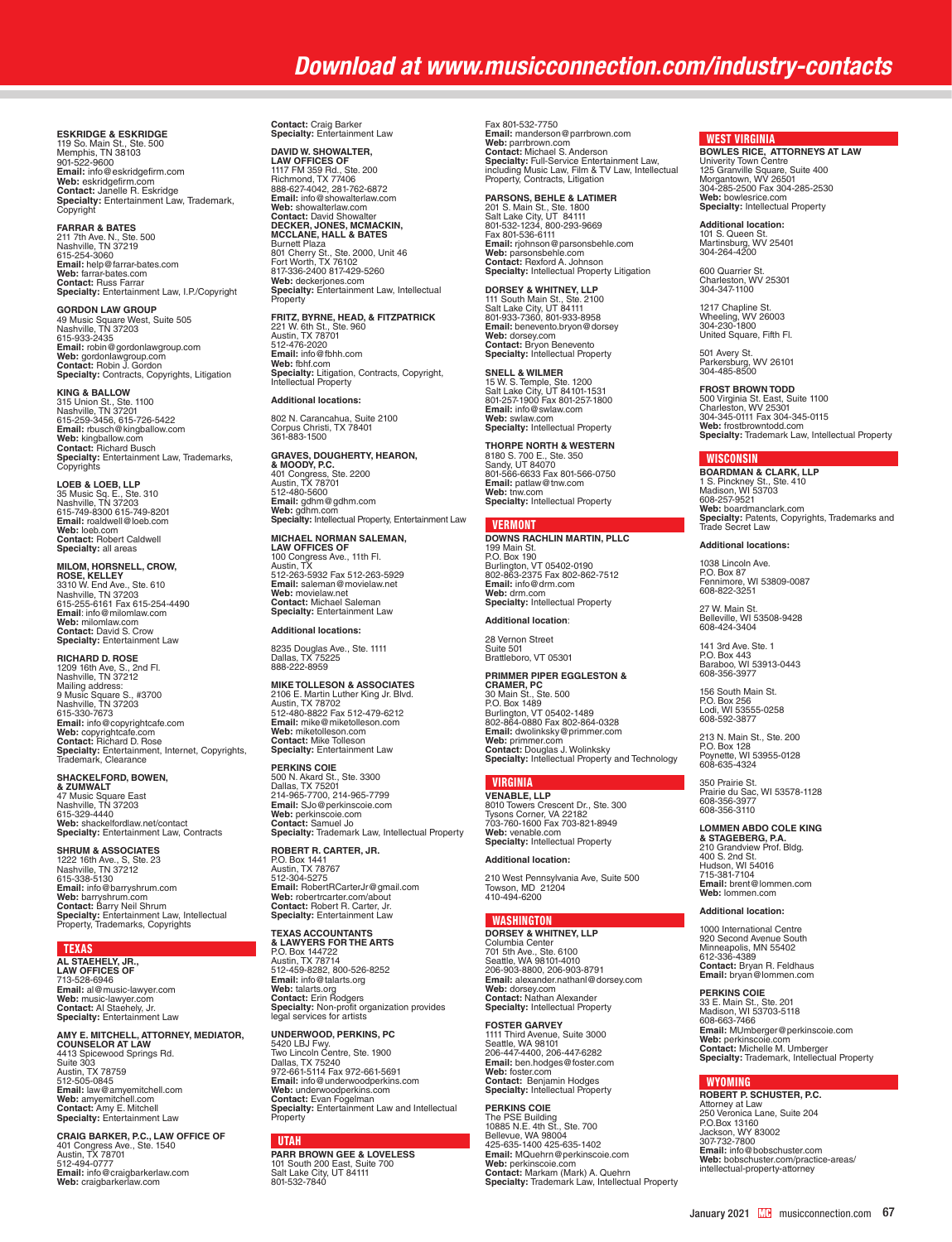Download at www.musicconnection.com/industry-contacts

**ESKRIDGE & ESKRIDGE**
119 So. Main St., Ste. 500
Memphis, TN 38103
901-522-9600
**Email:** info@eskridgefirm.com
**Web:** eskridgefirm.com
**Contact:** Janelle R. Eskridge
**Specialty:** Entertainment Law, Trademark, Copyright

**FARRAR & BATES**
211 7th Ave. N., Ste. 500
Nashville, TN 37219
615-254-3060
**Email:** help@farrar-bates.com
**Web:** farrar-bates.com
**Contact:** Russ Farrar
**Specialty:** Entertainment Law, I.P./Copyright

**GORDON LAW GROUP**
49 Music Square West, Suite 505
Nashville, TN 37203
615-933-2435
**Email:** robin@gordonlawgroup.com
**Web:** gordonlawgroup.com
**Contact:** Robin J. Gordon
**Specialty:** Contracts, Copyrights, Litigation

**KING & BALLOW**
315 Union St., Ste. 1100
Nashville, TN 37201
615-259-3456, 615-726-5422
**Email:** rbusch@kingballow.com
**Web:** kingballow.com
**Contact:** Richard Busch
**Specialty:** Entertainment Law, Trademarks, Copyrights

**LOEB & LOEB, LLP**
35 Music Sq. E., Ste. 310
Nashville, TN 37203
615-749-8300 615-749-8201
**Email:** roaldwell@loeb.com
**Web:** loeb.com
**Contact:** Robert Caldwell
**Specialty:** all areas

**MILOM, HORSNELL, CROW, ROSE, KELLEY**
3310 W. End Ave., Ste. 610
Nashville, TN 37203
615-255-6161 Fax 615-254-4490
**Email:** info@milomlaw.com
**Web:** milomlaw.com
**Contact:** David S. Crow
**Specialty:** Entertainment Law

**RICHARD D. ROSE**
1209 16th Ave, S., 2nd Fl.
Nashville, TN 37212
Mailing address:
9 Music Square S., #3700
Nashville, TN 37203
615-330-7673
**Email:** info@copyrightcafe.com
**Web:** copyrightcafe.com
**Contact:** Richard D. Rose
**Specialty:** Entertainment, Internet, Copyrights, Trademark, Clearance

**SHACKELFORD, BOWEN, & ZUMWALT**
47 Music Square East
Nashville, TN 37203
615-329-4440
**Web:** shackelfordlaw.net/contact
**Specialty:** Entertainment Law, Contracts

**SHRUM & ASSOCIATES**
1222 16th Ave., S, Ste. 23
Nashville, TN 37212
615-338-5130
**Email:** info@barryshrum.com
**Web:** barryshrum.com
**Contact:** Barry Neil Shrum
**Specialty:** Entertainment Law, Intellectual Property, Trademarks, Copyrights

## TEXAS

**AL STAEHELY, JR., LAW OFFICES OF**
713-528-6946
**Email:** al@music-lawyer.com
**Web:** music-lawyer.com
**Contact:** Al Staehely, Jr.
**Specialty:** Entertainment Law

**AMY E. MITCHELL, ATTORNEY, MEDIATOR, COUNSELOR AT LAW**
4413 Spicewood Springs Rd.
Suite 303
Austin, TX 78759
512-505-0845
**Email:** law@amyemitchell.com
**Web:** amyemitchell.com
**Contact:** Amy E. Mitchell
**Specialty:** Entertainment Law

**CRAIG BARKER, P.C., LAW OFFICE OF**
401 Congress Ave., Ste. 1540
Austin, TX 78701
512-494-0777
**Email:** info@craigbarkerlaw.com
**Web:** craigbarkerlaw.com
**Contact:** Craig Barker
**Specialty:** Entertainment Law

**DAVID W. SHOWALTER, LAW OFFICES OF**
1117 FM 359 Rd., Ste. 200
Richmond, TX 77406
888-627-4042, 281-762-6872
**Email:** info@showalterlaw.com
**Web:** showalterlaw.com
**Contact:** David Showalter

**DECKER, JONES, MCMACKIN, MCCLANE, HALL & BATES**
Burnett Plaza
801 Cherry St., Ste. 2000, Unit 46
Fort Worth, TX 76102
817-336-2400 817-429-5260
**Web:** deckerjones.com
**Specialty:** Entertainment Law, Intellectual Property

**FRITZ, BYRNE, HEAD, & FITZPATRICK**
221 W. 6th St., Ste. 960
Austin, TX 78701
512-476-2020
**Email:** info@fbhh.com
**Web:** fbhf.com
**Specialty:** Litigation, Contracts, Copyright, Intellectual Property

**Additional locations:**

802 N. Carancahua, Suite 2100
Corpus Christi, TX 78401
361-883-1500

**GRAVES, DOUGHERTY, HEARON, & MOODY, P.C.**
401 Congress, Ste. 2200
Austin, TX 78701
512-480-5600
**Email:** gdhm@gdhm.com
**Web:** gdhm.com
**Specialty:** Intellectual Property, Entertainment Law

**MICHAEL NORMAN SALEMAN, LAW OFFICES OF**
100 Congress Ave., 11th Fl.
Austin, TX
512-263-5932 Fax 512-263-5929
**Email:** saleman@movielaw.net
**Web:** movielaw.net
**Contact:** Michael Saleman
**Specialty:** Entertainment Law

**Additional locations:**

8235 Douglas Ave., Ste. 1111
Dallas, TX 75225
888-222-8959

**MIKE TOLLESON & ASSOCIATES**
2106 E. Martin Luther King Jr. Blvd.
Austin, TX 78702
512-480-8822 Fax 512-479-6212
**Email:** mike@miketolleson.com
**Web:** miketolleson.com
**Contact:** Mike Tolleson
**Specialty:** Entertainment Law

**PERKINS COIE**
500 N. Akard St., Ste. 3300
Dallas, TX 75201
214-965-7700, 214-965-7799
**Email:** SJo@perkinscoie.com
**Web:** perkinscoie.com
**Contact:** Samuel Jo
**Specialty:** Trademark Law, Intellectual Property

**ROBERT R. CARTER, JR.**
P.O. Box 1441
Austin, TX 78767
512-304-5275
**Email:** RobertRCarterJr@gmail.com
**Web:** robertrcarter.com/about
**Contact:** Robert R. Carter, Jr.
**Specialty:** Entertainment Law

**TEXAS ACCOUNTANTS & LAWYERS FOR THE ARTS**
P.O. Box 144722
Austin, TX 78714
512-459-8282, 800-526-8252
**Email:** info@talarts.org
**Web:** talarts.org
**Contact:** Erin Rodgers
**Specialty:** Non-profit organization provides legal services for artists

**UNDERWOOD, PERKINS, PC**
5420 LBJ Fwy.
Two Lincoln Centre, Ste. 1900
Dallas, TX 75240
972-661-5114 Fax 972-661-5691
**Email:** info@underwoodperkins.com
**Web:** underwoodperkins.com
**Contact:** Evan Fogelman
**Specialty:** Entertainment Law and Intellectual Property

## UTAH

**PARR BROWN GEE & LOVELESS**
101 South 200 East, Suite 700
Salt Lake City, UT 84111
801-532-7840
Fax 801-532-7750
**Email:** manderson@parrbrown.com
**Web:** parrbrown.com
**Contact:** Michael S. Anderson
**Specialty:** Full-Service Entertainment Law, including Music Law, Film & TV Law, Intellectual Property, Contracts, Litigation

**PARSONS, BEHLE & LATIMER**
201 S. Main St., Ste. 1800
Salt Lake City, UT 84111
801-532-1234, 800-293-9669
Fax 801-536-6111
**Email:** rjohnson@parsonsbehle.com
**Web:** parsonsbehle.com
**Contact:** Rexford A. Johnson
**Specialty:** Intellectual Property Litigation

**DORSEY & WHITNEY, LLP**
111 South Main St., Ste. 2100
Salt Lake City, UT 84111
801-933-7360, 801-933-8958
**Email:** benevento.bryon@dorsey
**Web:** dorsey.com
**Contact:** Bryon Benevento
**Specialty:** Intellectual Property

**SNELL & WILMER**
15 W. S. Temple, Ste. 1200
Salt Lake City, UT 84101-1531
801-257-1900 Fax 801-257-1800
**Email:** info@swlaw.com
**Web:** swlaw.com
**Specialty:** Intellectual Property

**THORPE NORTH & WESTERN**
8180 S. 700 E., Ste. 350
Sandy, UT 84070
801-566-6633 Fax 801-566-0750
**Email:** patlaw@tnw.com
**Web:** tnw.com
**Specialty:** Intellectual Property

## VERMONT

**DOWNS RACHLIN MARTIN, PLLC**
199 Main St.
P.O. Box 190
Burlington, VT 05402-0190
802-863-2375 Fax 802-862-7512
**Email:** info@drm.com
**Web:** drm.com
**Specialty:** Intellectual Property

**Additional location**:

28 Vernon Street
Suite 501
Brattleboro, VT 05301

**PRIMMER PIPER EGGLESTON & CRAMER, PC**
30 Main St., Ste. 500
P.O. Box 1489
Burlington, VT 05402-1489
802-864-0880 Fax 802-864-0328
**Email:** dwolinksky@primmer.com
**Web:** primmer.com
**Contact:** Douglas J. Wolinksky
**Specialty:** Intellectual Property and Technology

## VIRGINIA

**VENABLE, LLP**
8010 Towers Crescent Dr., Ste. 300
Tysons Corner, VA 22182
703-760-1600 Fax 703-821-8949
**Web:** venable.com
**Specialty:** Intellectual Property

**Additional location:**

210 West Pennsylvania Ave, Suite 500
Towson, MD 21204
410-494-6200

## WASHINGTON

**DORSEY & WHITNEY, LLP**
Columbia Center
701 5th Ave., Ste. 6100
Seattle, WA 98101-4010
206-903-8800, 206-903-8791
**Email:** alexander.nathanl@dorsey.com
**Web:** dorsey.com
**Contact:** Nathan Alexander
**Specialty:** Intellectual Property

**FOSTER GARVEY**
1111 Third Avenue, Suite 3000
Seattle, WA 98101
206-447-4400, 206-447-6282
**Email:** ben.hodges@foster.com
**Web:** foster.com
**Contact:** Benjamin Hodges
**Specialty:** Intellectual Property

**PERKINS COIE**
The PSE Building
10885 N.E. 4th St., Ste. 700
Bellevue, WA 98004
425-635-1400 425-635-1402
**Email:** MQuehrn@perkinscoie.com
**Web:** perkinscoie.com
**Contact:** Markam (Mark) A. Quehrn
**Specialty:** Trademark Law, Intellectual Property

## WEST VIRGINIA

**BOWLES RICE, ATTORNEYS AT LAW**
Univerity Town Centre
125 Granville Square, Suite 400
Morgantown, WV 26501
304-285-2500 Fax 304-285-2530
**Web:** bowlesrice.com
**Specialty:** Intellectual Property

**Additional location:**

101 S. Queen St.
Martinsburg, WV 25401
304-264-4200

600 Quarrier St.
Charleston, WV 25301
304-347-1100

1217 Chapline St.
Wheeling, WV 26003
304-230-1800
United Square, Fifth Fl.

501 Avery St.
Parkersburg, WV 26101
304-485-8500

**FROST BROWN TODD**
500 Virginia St. East, Suite 1100
Charleston, WV 25301
304-345-0111 Fax 304-345-0115
**Web:** frostbrowntodd.com
**Specialty:** Trademark Law, Intellectual Property

## WISCONSIN

**BOARDMAN & CLARK, LLP**
1 S. Pinckney St., Ste. 410
Madison, WI 53703
608-257-9521
**Web:** boardmanclark.com
**Specialty:** Patents, Copyrights, Trademarks and Trade Secret Law

**Additional locations:**

1038 Lincoln Ave.
P.O. Box 87
Fennimore, WI 53809-0087
608-822-3251

27 W. Main St.
Belleville, WI 53508-9428
608-424-3404

141 3rd Ave. Ste. 1
P.O. Box 443
Baraboo, WI 53913-0443
608-356-3977

156 South Main St.
P.O. Box 256
Lodi, WI 53555-0258
608-592-3877

213 N. Main St., Ste. 200
P.O. Box 128
Poynette, WI 53955-0128
608-635-4324

350 Prairie St.
Prairie du Sac, WI 53578-1128
608-356-3977
608-356-3110

**LOMMEN ABDO COLE KING & STAGEBERG, P.A.**
210 Grandview Prof. Bldg.
400 S. 2nd St.
Hudson, WI 54016
715-381-7104
**Email:** brent@lommen.com
**Web:** lommen.com

**Additional location:**

1000 International Centre
920 Second Avenue South
Minneapolis, MN 55402
612-336-4389
**Contact:** Bryan R. Feldhaus
**Email:** bryan@lommen.com

**PERKINS COIE**
33 E. Main St., Ste. 201
Madison, WI 53703-5118
608-663-7466
**Email:** MUmberger@perkinscoie.com
**Web:** perkinscoie.com
**Contact:** Michelle M. Umberger
**Specialty:** Trademark, Intellectual Property

## WYOMING

**ROBERT P. SCHUSTER, P.C.**
Attorney at Law
250 Veronica Lane, Suite 204
P.O.Box 13160
Jackson, WY 83002
307-732-7800
**Email:** info@bobschuster.com
**Web:** bobschuster.com/practice-areas/intellectual-property-attorney